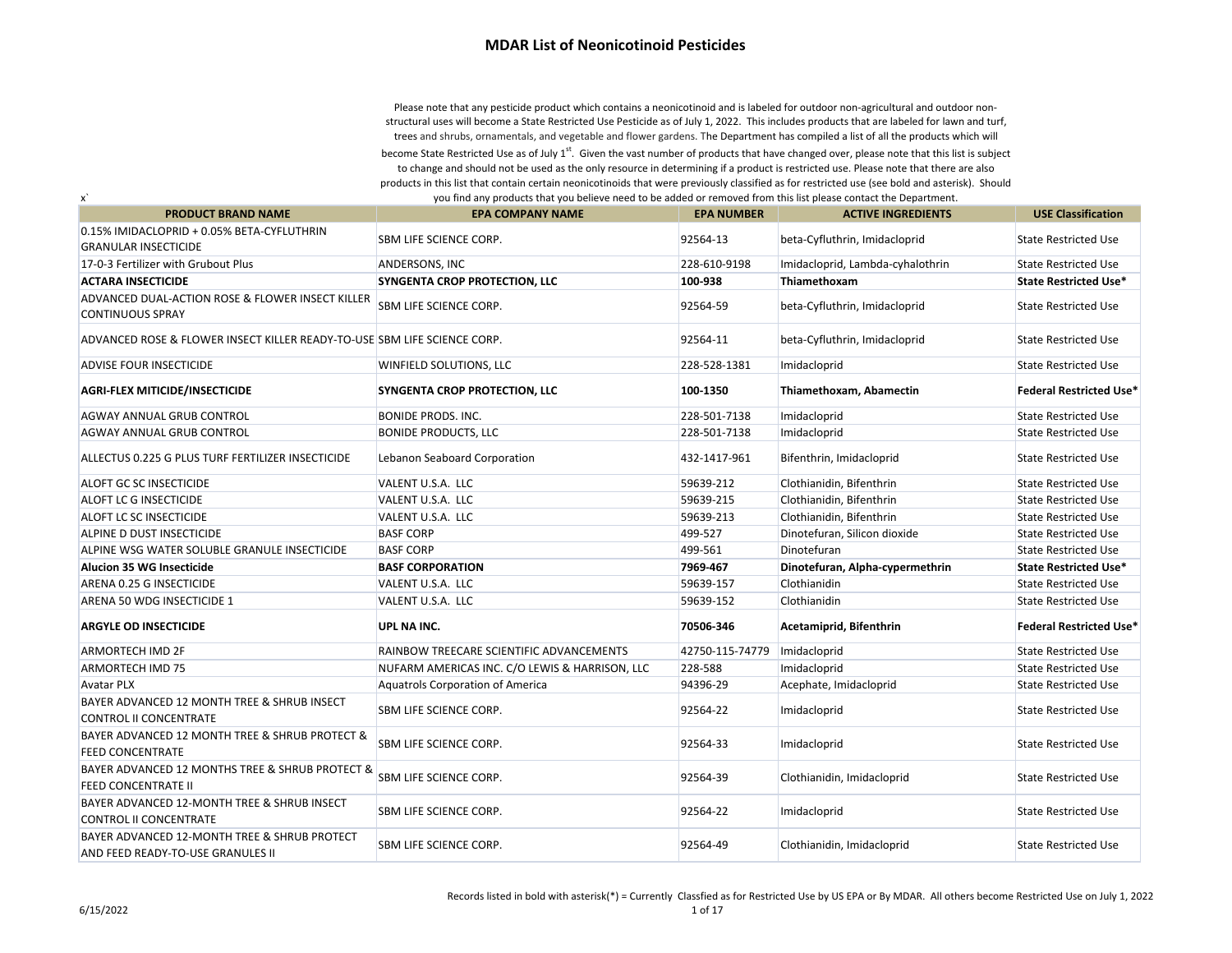# MDAR List of Neonicotinoid Pesticides

Please note that any pesticide product which contains a neonicotinoid and is labeled for outdoor non-agricultural and outdoor non-structural uses will become a State Restricted Use Pesticide as of July 1, 2022. This includes products that are labeled for lawn and turf, trees and shrubs, ornamentals, and vegetable and flower gardens. The Department has compiled a list of all the products which will become State Restricted Use as of July 1st. Given the vast number of products that have changed over, please note that this list is subject to change and should not be used as the only resource in determining if a product is restricted use. Please note that there are also products in this list that contain certain neonicotinoids that were previously classified as for restricted use (see bold and asterisk). Should you find any products that you believe need to be added or removed from this list please contact the Department.

x`

| PRODUCT BRAND NAME | EPA COMPANY NAME | EPA NUMBER | ACTIVE INGREDIENTS | USE Classification |
|---|---|---|---|---|
| 0.15% IMIDACLOPRID + 0.05% BETA-CYFLUTHRIN GRANULAR INSECTICIDE | SBM LIFE SCIENCE CORP. | 92564-13 | beta-Cyfluthrin, Imidacloprid | State Restricted Use |
| 17-0-3 Fertilizer with Grubout Plus | ANDERSONS, INC | 228-610-9198 | Imidacloprid, Lambda-cyhalothrin | State Restricted Use |
| **ACTARA INSECTICIDE** | **SYNGENTA CROP PROTECTION, LLC** | **100-938** | **Thiamethoxam** | **State Restricted Use*** |
| ADVANCED DUAL-ACTION ROSE & FLOWER INSECT KILLER CONTINUOUS SPRAY | SBM LIFE SCIENCE CORP. | 92564-59 | beta-Cyfluthrin, Imidacloprid | State Restricted Use |
| ADVANCED ROSE & FLOWER INSECT KILLER READY-TO-USE | SBM LIFE SCIENCE CORP. | 92564-11 | beta-Cyfluthrin, Imidacloprid | State Restricted Use |
| ADVISE FOUR INSECTICIDE | WINFIELD SOLUTIONS, LLC | 228-528-1381 | Imidacloprid | State Restricted Use |
| **AGRI-FLEX MITICIDE/INSECTICIDE** | **SYNGENTA CROP PROTECTION, LLC** | **100-1350** | **Thiamethoxam, Abamectin** | **Federal Restricted Use*** |
| AGWAY ANNUAL GRUB CONTROL | BONIDE PRODS. INC. | 228-501-7138 | Imidacloprid | State Restricted Use |
| AGWAY ANNUAL GRUB CONTROL | BONIDE PRODUCTS, LLC | 228-501-7138 | Imidacloprid | State Restricted Use |
| ALLECTUS 0.225 G PLUS TURF FERTILIZER INSECTICIDE | Lebanon Seaboard Corporation | 432-1417-961 | Bifenthrin, Imidacloprid | State Restricted Use |
| ALOFT GC SC INSECTICIDE | VALENT U.S.A. LLC | 59639-212 | Clothianidin, Bifenthrin | State Restricted Use |
| ALOFT LC G INSECTICIDE | VALENT U.S.A. LLC | 59639-215 | Clothianidin, Bifenthrin | State Restricted Use |
| ALOFT LC SC INSECTICIDE | VALENT U.S.A. LLC | 59639-213 | Clothianidin, Bifenthrin | State Restricted Use |
| ALPINE D DUST INSECTICIDE | BASF CORP | 499-527 | Dinotefuran, Silicon dioxide | State Restricted Use |
| ALPINE WSG WATER SOLUBLE GRANULE INSECTICIDE | BASF CORP | 499-561 | Dinotefuran | State Restricted Use |
| **Alucion 35 WG Insecticide** | **BASF CORPORATION** | **7969-467** | **Dinotefuran, Alpha-cypermethrin** | **State Restricted Use*** |
| ARENA 0.25 G INSECTICIDE | VALENT U.S.A. LLC | 59639-157 | Clothianidin | State Restricted Use |
| ARENA 50 WDG INSECTICIDE 1 | VALENT U.S.A. LLC | 59639-152 | Clothianidin | State Restricted Use |
| **ARGYLE OD INSECTICIDE** | **UPL NA INC.** | **70506-346** | **Acetamiprid, Bifenthrin** | **Federal Restricted Use*** |
| ARMORTECH IMD 2F | RAINBOW TREECARE SCIENTIFIC ADVANCEMENTS | 42750-115-74779 | Imidacloprid | State Restricted Use |
| ARMORTECH IMD 75 | NUFARM AMERICAS INC. C/O LEWIS & HARRISON, LLC | 228-588 | Imidacloprid | State Restricted Use |
| Avatar PLX | Aquatrols Corporation of America | 94396-29 | Acephate, Imidacloprid | State Restricted Use |
| BAYER ADVANCED 12 MONTH TREE & SHRUB INSECT CONTROL II CONCENTRATE | SBM LIFE SCIENCE CORP. | 92564-22 | Imidacloprid | State Restricted Use |
| BAYER ADVANCED 12 MONTH TREE & SHRUB PROTECT & FEED CONCENTRATE | SBM LIFE SCIENCE CORP. | 92564-33 | Imidacloprid | State Restricted Use |
| BAYER ADVANCED 12 MONTHS TREE & SHRUB PROTECT & FEED CONCENTRATE II | SBM LIFE SCIENCE CORP. | 92564-39 | Clothianidin, Imidacloprid | State Restricted Use |
| BAYER ADVANCED 12-MONTH TREE & SHRUB INSECT CONTROL II CONCENTRATE | SBM LIFE SCIENCE CORP. | 92564-22 | Imidacloprid | State Restricted Use |
| BAYER ADVANCED 12-MONTH TREE & SHRUB PROTECT AND FEED READY-TO-USE GRANULES II | SBM LIFE SCIENCE CORP. | 92564-49 | Clothianidin, Imidacloprid | State Restricted Use |

Records listed in bold with asterisk(*) = Currently Classfied as for Restricted Use by US EPA or By MDAR. All others become Restricted Use on July 1, 2022

6/15/2022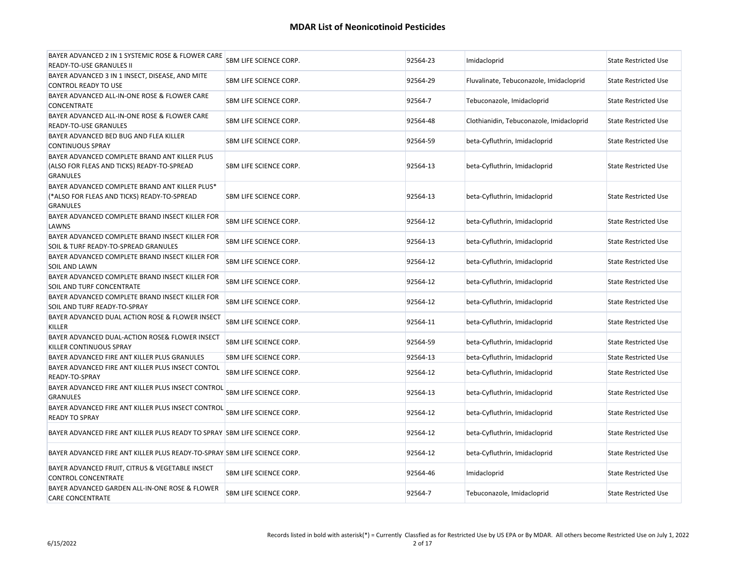| | | | | |
|---|---|---|---|---|
| BAYER ADVANCED 2 IN 1 SYSTEMIC ROSE & FLOWER CARE READY-TO-USE GRANULES II | SBM LIFE SCIENCE CORP. | 92564-23 | Imidacloprid | State Restricted Use |
| BAYER ADVANCED 3 IN 1 INSECT, DISEASE, AND MITE CONTROL READY TO USE | SBM LIFE SCIENCE CORP. | 92564-29 | Fluvalinate, Tebuconazole, Imidacloprid | State Restricted Use |
| BAYER ADVANCED ALL-IN-ONE ROSE & FLOWER CARE CONCENTRATE | SBM LIFE SCIENCE CORP. | 92564-7 | Tebuconazole, Imidacloprid | State Restricted Use |
| BAYER ADVANCED ALL-IN-ONE ROSE & FLOWER CARE READY-TO-USE GRANULES | SBM LIFE SCIENCE CORP. | 92564-48 | Clothianidin, Tebuconazole, Imidacloprid | State Restricted Use |
| BAYER ADVANCED BED BUG AND FLEA KILLER CONTINUOUS SPRAY | SBM LIFE SCIENCE CORP. | 92564-59 | beta-Cyfluthrin, Imidacloprid | State Restricted Use |
| BAYER ADVANCED COMPLETE BRAND ANT KILLER PLUS (ALSO FOR FLEAS AND TICKS) READY-TO-SPREAD GRANULES | SBM LIFE SCIENCE CORP. | 92564-13 | beta-Cyfluthrin, Imidacloprid | State Restricted Use |
| BAYER ADVANCED COMPLETE BRAND ANT KILLER PLUS* (*ALSO FOR FLEAS AND TICKS) READY-TO-SPREAD GRANULES | SBM LIFE SCIENCE CORP. | 92564-13 | beta-Cyfluthrin, Imidacloprid | State Restricted Use |
| BAYER ADVANCED COMPLETE BRAND INSECT KILLER FOR LAWNS | SBM LIFE SCIENCE CORP. | 92564-12 | beta-Cyfluthrin, Imidacloprid | State Restricted Use |
| BAYER ADVANCED COMPLETE BRAND INSECT KILLER FOR SOIL & TURF READY-TO-SPREAD GRANULES | SBM LIFE SCIENCE CORP. | 92564-13 | beta-Cyfluthrin, Imidacloprid | State Restricted Use |
| BAYER ADVANCED COMPLETE BRAND INSECT KILLER FOR SOIL AND LAWN | SBM LIFE SCIENCE CORP. | 92564-12 | beta-Cyfluthrin, Imidacloprid | State Restricted Use |
| BAYER ADVANCED COMPLETE BRAND INSECT KILLER FOR SOIL AND TURF CONCENTRATE | SBM LIFE SCIENCE CORP. | 92564-12 | beta-Cyfluthrin, Imidacloprid | State Restricted Use |
| BAYER ADVANCED COMPLETE BRAND INSECT KILLER FOR SOIL AND TURF READY-TO-SPRAY | SBM LIFE SCIENCE CORP. | 92564-12 | beta-Cyfluthrin, Imidacloprid | State Restricted Use |
| BAYER ADVANCED DUAL ACTION ROSE & FLOWER INSECT KILLER | SBM LIFE SCIENCE CORP. | 92564-11 | beta-Cyfluthrin, Imidacloprid | State Restricted Use |
| BAYER ADVANCED DUAL-ACTION ROSE& FLOWER INSECT KILLER CONTINUOUS SPRAY | SBM LIFE SCIENCE CORP. | 92564-59 | beta-Cyfluthrin, Imidacloprid | State Restricted Use |
| BAYER ADVANCED FIRE ANT KILLER PLUS GRANULES | SBM LIFE SCIENCE CORP. | 92564-13 | beta-Cyfluthrin, Imidacloprid | State Restricted Use |
| BAYER ADVANCED FIRE ANT KILLER PLUS INSECT CONTOL READY-TO-SPRAY | SBM LIFE SCIENCE CORP. | 92564-12 | beta-Cyfluthrin, Imidacloprid | State Restricted Use |
| BAYER ADVANCED FIRE ANT KILLER PLUS INSECT CONTROL GRANULES | SBM LIFE SCIENCE CORP. | 92564-13 | beta-Cyfluthrin, Imidacloprid | State Restricted Use |
| BAYER ADVANCED FIRE ANT KILLER PLUS INSECT CONTROL READY TO SPRAY | SBM LIFE SCIENCE CORP. | 92564-12 | beta-Cyfluthrin, Imidacloprid | State Restricted Use |
| BAYER ADVANCED FIRE ANT KILLER PLUS READY TO SPRAY | SBM LIFE SCIENCE CORP. | 92564-12 | beta-Cyfluthrin, Imidacloprid | State Restricted Use |
| BAYER ADVANCED FIRE ANT KILLER PLUS READY-TO-SPRAY | SBM LIFE SCIENCE CORP. | 92564-12 | beta-Cyfluthrin, Imidacloprid | State Restricted Use |
| BAYER ADVANCED FRUIT, CITRUS & VEGETABLE INSECT CONTROL CONCENTRATE | SBM LIFE SCIENCE CORP. | 92564-46 | Imidacloprid | State Restricted Use |
| BAYER ADVANCED GARDEN ALL-IN-ONE ROSE & FLOWER CARE CONCENTRATE | SBM LIFE SCIENCE CORP. | 92564-7 | Tebuconazole, Imidacloprid | State Restricted Use |

Records listed in bold with asterisk(*) = Currently Classfied as for Restricted Use by US EPA or By MDAR. All others become Restricted Use on July 1, 2022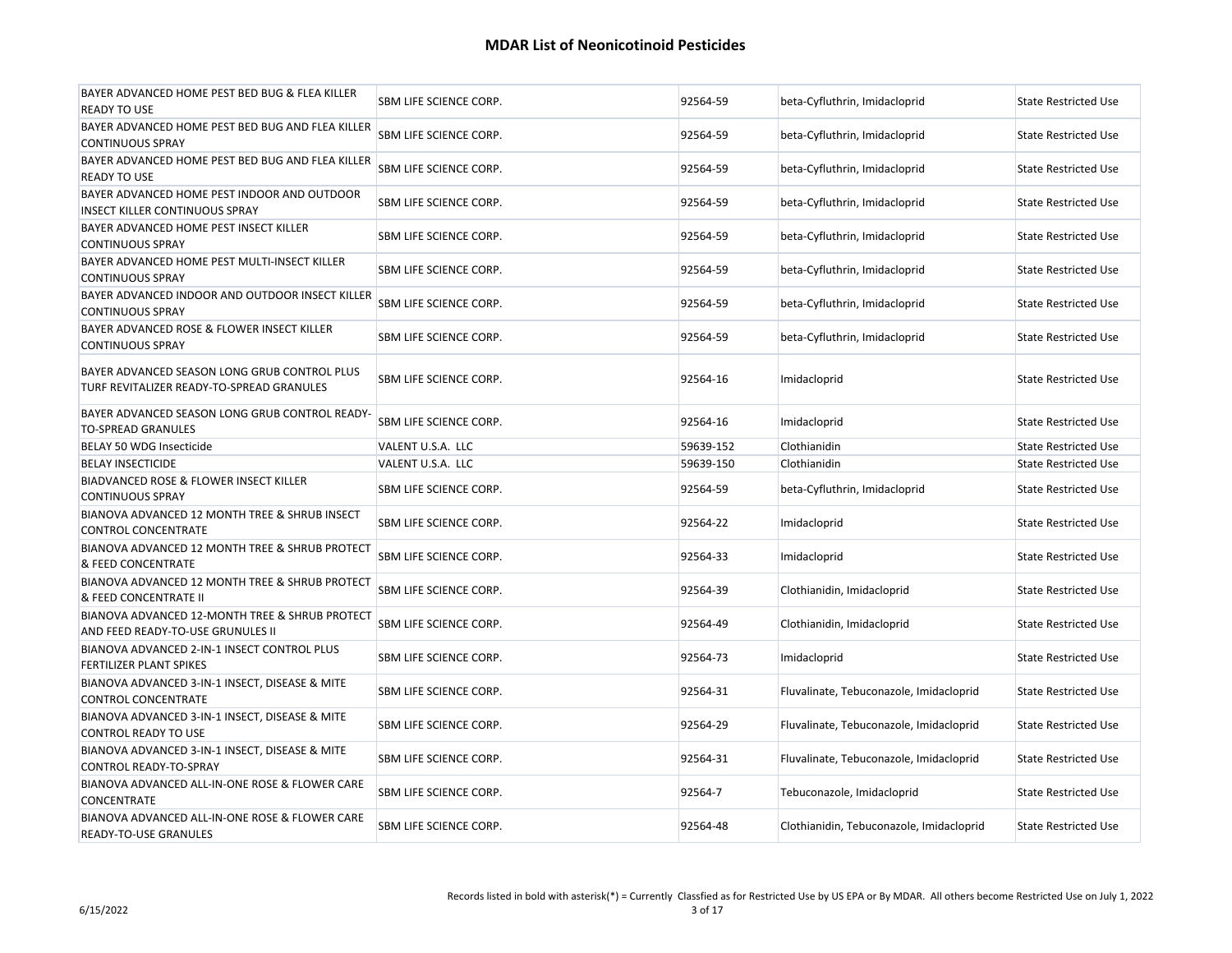## MDAR List of Neonicotinoid Pesticides

| | | | | |
|---|---|---|---|---|
| BAYER ADVANCED HOME PEST BED BUG & FLEA KILLER READY TO USE | SBM LIFE SCIENCE CORP. | 92564-59 | beta-Cyfluthrin, Imidacloprid | State Restricted Use |
| BAYER ADVANCED HOME PEST BED BUG AND FLEA KILLER CONTINUOUS SPRAY | SBM LIFE SCIENCE CORP. | 92564-59 | beta-Cyfluthrin, Imidacloprid | State Restricted Use |
| BAYER ADVANCED HOME PEST BED BUG AND FLEA KILLER READY TO USE | SBM LIFE SCIENCE CORP. | 92564-59 | beta-Cyfluthrin, Imidacloprid | State Restricted Use |
| BAYER ADVANCED HOME PEST INDOOR AND OUTDOOR INSECT KILLER CONTINUOUS SPRAY | SBM LIFE SCIENCE CORP. | 92564-59 | beta-Cyfluthrin, Imidacloprid | State Restricted Use |
| BAYER ADVANCED HOME PEST INSECT KILLER CONTINUOUS SPRAY | SBM LIFE SCIENCE CORP. | 92564-59 | beta-Cyfluthrin, Imidacloprid | State Restricted Use |
| BAYER ADVANCED HOME PEST MULTI-INSECT KILLER CONTINUOUS SPRAY | SBM LIFE SCIENCE CORP. | 92564-59 | beta-Cyfluthrin, Imidacloprid | State Restricted Use |
| BAYER ADVANCED INDOOR AND OUTDOOR INSECT KILLER CONTINUOUS SPRAY | SBM LIFE SCIENCE CORP. | 92564-59 | beta-Cyfluthrin, Imidacloprid | State Restricted Use |
| BAYER ADVANCED ROSE & FLOWER INSECT KILLER CONTINUOUS SPRAY | SBM LIFE SCIENCE CORP. | 92564-59 | beta-Cyfluthrin, Imidacloprid | State Restricted Use |
| BAYER ADVANCED SEASON LONG GRUB CONTROL PLUS TURF REVITALIZER READY-TO-SPREAD GRANULES | SBM LIFE SCIENCE CORP. | 92564-16 | Imidacloprid | State Restricted Use |
| BAYER ADVANCED SEASON LONG GRUB CONTROL READY-TO-SPREAD GRANULES | SBM LIFE SCIENCE CORP. | 92564-16 | Imidacloprid | State Restricted Use |
| BELAY 50 WDG Insecticide | VALENT U.S.A. LLC | 59639-152 | Clothianidin | State Restricted Use |
| BELAY INSECTICIDE | VALENT U.S.A. LLC | 59639-150 | Clothianidin | State Restricted Use |
| BIADVANCED ROSE & FLOWER INSECT KILLER CONTINUOUS SPRAY | SBM LIFE SCIENCE CORP. | 92564-59 | beta-Cyfluthrin, Imidacloprid | State Restricted Use |
| BIANOVA ADVANCED 12 MONTH TREE & SHRUB INSECT CONTROL CONCENTRATE | SBM LIFE SCIENCE CORP. | 92564-22 | Imidacloprid | State Restricted Use |
| BIANOVA ADVANCED 12 MONTH TREE & SHRUB PROTECT & FEED CONCENTRATE | SBM LIFE SCIENCE CORP. | 92564-33 | Imidacloprid | State Restricted Use |
| BIANOVA ADVANCED 12 MONTH TREE & SHRUB PROTECT & FEED CONCENTRATE II | SBM LIFE SCIENCE CORP. | 92564-39 | Clothianidin, Imidacloprid | State Restricted Use |
| BIANOVA ADVANCED 12-MONTH TREE & SHRUB PROTECT AND FEED READY-TO-USE GRUNULES II | SBM LIFE SCIENCE CORP. | 92564-49 | Clothianidin, Imidacloprid | State Restricted Use |
| BIANOVA ADVANCED 2-IN-1 INSECT CONTROL PLUS FERTILIZER PLANT SPIKES | SBM LIFE SCIENCE CORP. | 92564-73 | Imidacloprid | State Restricted Use |
| BIANOVA ADVANCED 3-IN-1 INSECT, DISEASE & MITE CONTROL CONCENTRATE | SBM LIFE SCIENCE CORP. | 92564-31 | Fluvalinate, Tebuconazole, Imidacloprid | State Restricted Use |
| BIANOVA ADVANCED 3-IN-1 INSECT, DISEASE & MITE CONTROL READY TO USE | SBM LIFE SCIENCE CORP. | 92564-29 | Fluvalinate, Tebuconazole, Imidacloprid | State Restricted Use |
| BIANOVA ADVANCED 3-IN-1 INSECT, DISEASE & MITE CONTROL READY-TO-SPRAY | SBM LIFE SCIENCE CORP. | 92564-31 | Fluvalinate, Tebuconazole, Imidacloprid | State Restricted Use |
| BIANOVA ADVANCED ALL-IN-ONE ROSE & FLOWER CARE CONCENTRATE | SBM LIFE SCIENCE CORP. | 92564-7 | Tebuconazole, Imidacloprid | State Restricted Use |
| BIANOVA ADVANCED ALL-IN-ONE ROSE & FLOWER CARE READY-TO-USE GRANULES | SBM LIFE SCIENCE CORP. | 92564-48 | Clothianidin, Tebuconazole, Imidacloprid | State Restricted Use |

Records listed in bold with asterisk(*) = Currently Classfied as for Restricted Use by US EPA or By MDAR. All others become Restricted Use on July 1, 2022

6/15/2022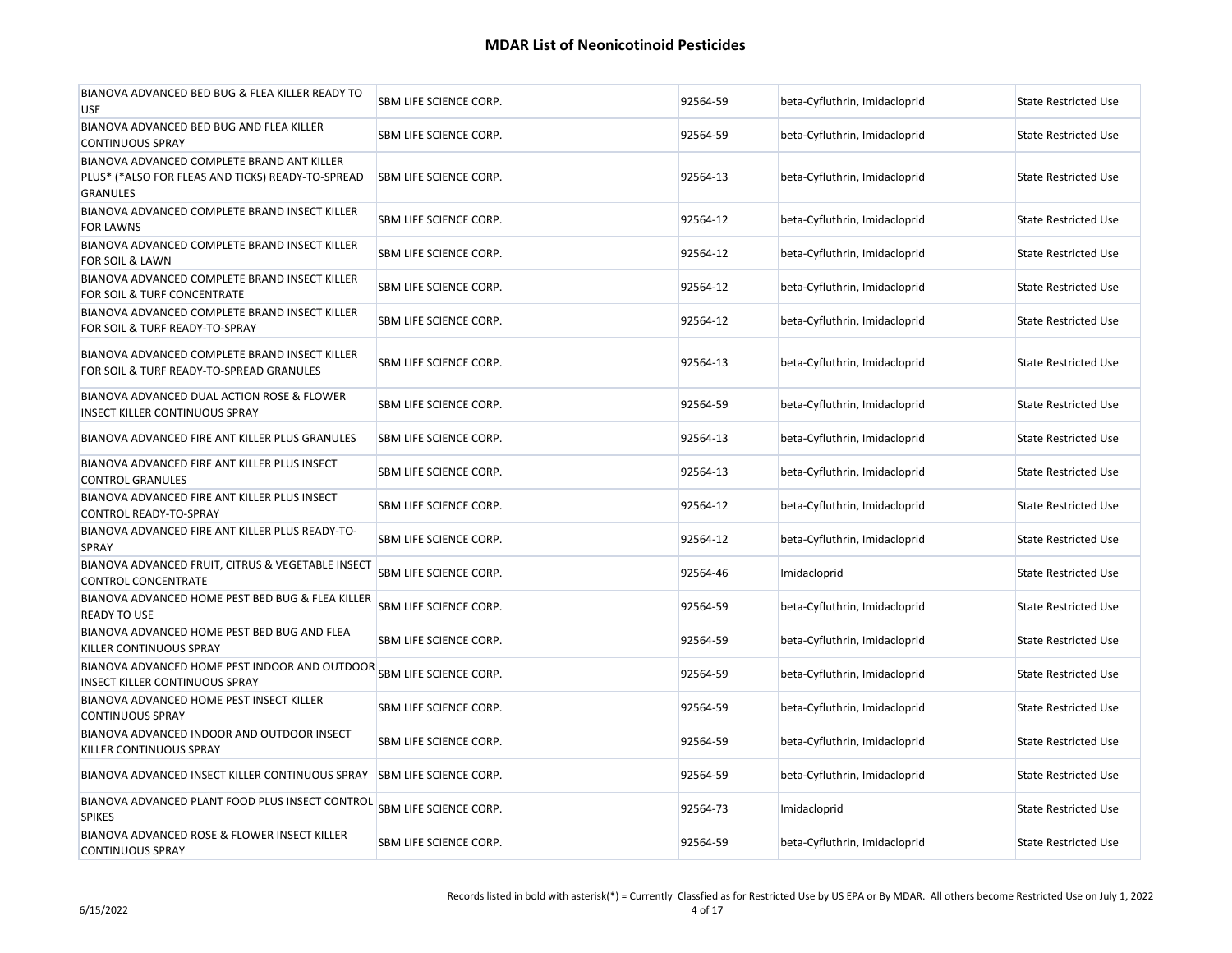# MDAR List of Neonicotinoid Pesticides

| | | | | |
|---|---|---|---|---|
| BIANOVA ADVANCED BED BUG & FLEA KILLER READY TO USE | SBM LIFE SCIENCE CORP. | 92564-59 | beta-Cyfluthrin, Imidacloprid | State Restricted Use |
| BIANOVA ADVANCED BED BUG AND FLEA KILLER CONTINUOUS SPRAY | SBM LIFE SCIENCE CORP. | 92564-59 | beta-Cyfluthrin, Imidacloprid | State Restricted Use |
| BIANOVA ADVANCED COMPLETE BRAND ANT KILLER PLUS* (*ALSO FOR FLEAS AND TICKS) READY-TO-SPREAD GRANULES | SBM LIFE SCIENCE CORP. | 92564-13 | beta-Cyfluthrin, Imidacloprid | State Restricted Use |
| BIANOVA ADVANCED COMPLETE BRAND INSECT KILLER FOR LAWNS | SBM LIFE SCIENCE CORP. | 92564-12 | beta-Cyfluthrin, Imidacloprid | State Restricted Use |
| BIANOVA ADVANCED COMPLETE BRAND INSECT KILLER FOR SOIL & LAWN | SBM LIFE SCIENCE CORP. | 92564-12 | beta-Cyfluthrin, Imidacloprid | State Restricted Use |
| BIANOVA ADVANCED COMPLETE BRAND INSECT KILLER FOR SOIL & TURF CONCENTRATE | SBM LIFE SCIENCE CORP. | 92564-12 | beta-Cyfluthrin, Imidacloprid | State Restricted Use |
| BIANOVA ADVANCED COMPLETE BRAND INSECT KILLER FOR SOIL & TURF READY-TO-SPRAY | SBM LIFE SCIENCE CORP. | 92564-12 | beta-Cyfluthrin, Imidacloprid | State Restricted Use |
| BIANOVA ADVANCED COMPLETE BRAND INSECT KILLER FOR SOIL & TURF READY-TO-SPREAD GRANULES | SBM LIFE SCIENCE CORP. | 92564-13 | beta-Cyfluthrin, Imidacloprid | State Restricted Use |
| BIANOVA ADVANCED DUAL ACTION ROSE & FLOWER INSECT KILLER CONTINUOUS SPRAY | SBM LIFE SCIENCE CORP. | 92564-59 | beta-Cyfluthrin, Imidacloprid | State Restricted Use |
| BIANOVA ADVANCED FIRE ANT KILLER PLUS GRANULES | SBM LIFE SCIENCE CORP. | 92564-13 | beta-Cyfluthrin, Imidacloprid | State Restricted Use |
| BIANOVA ADVANCED FIRE ANT KILLER PLUS INSECT CONTROL GRANULES | SBM LIFE SCIENCE CORP. | 92564-13 | beta-Cyfluthrin, Imidacloprid | State Restricted Use |
| BIANOVA ADVANCED FIRE ANT KILLER PLUS INSECT CONTROL READY-TO-SPRAY | SBM LIFE SCIENCE CORP. | 92564-12 | beta-Cyfluthrin, Imidacloprid | State Restricted Use |
| BIANOVA ADVANCED FIRE ANT KILLER PLUS READY-TO-SPRAY | SBM LIFE SCIENCE CORP. | 92564-12 | beta-Cyfluthrin, Imidacloprid | State Restricted Use |
| BIANOVA ADVANCED FRUIT, CITRUS & VEGETABLE INSECT CONTROL CONCENTRATE | SBM LIFE SCIENCE CORP. | 92564-46 | Imidacloprid | State Restricted Use |
| BIANOVA ADVANCED HOME PEST BED BUG & FLEA KILLER READY TO USE | SBM LIFE SCIENCE CORP. | 92564-59 | beta-Cyfluthrin, Imidacloprid | State Restricted Use |
| BIANOVA ADVANCED HOME PEST BED BUG AND FLEA KILLER CONTINUOUS SPRAY | SBM LIFE SCIENCE CORP. | 92564-59 | beta-Cyfluthrin, Imidacloprid | State Restricted Use |
| BIANOVA ADVANCED HOME PEST INDOOR AND OUTDOOR INSECT KILLER CONTINUOUS SPRAY | SBM LIFE SCIENCE CORP. | 92564-59 | beta-Cyfluthrin, Imidacloprid | State Restricted Use |
| BIANOVA ADVANCED HOME PEST INSECT KILLER CONTINUOUS SPRAY | SBM LIFE SCIENCE CORP. | 92564-59 | beta-Cyfluthrin, Imidacloprid | State Restricted Use |
| BIANOVA ADVANCED INDOOR AND OUTDOOR INSECT KILLER CONTINUOUS SPRAY | SBM LIFE SCIENCE CORP. | 92564-59 | beta-Cyfluthrin, Imidacloprid | State Restricted Use |
| BIANOVA ADVANCED INSECT KILLER CONTINUOUS SPRAY | SBM LIFE SCIENCE CORP. | 92564-59 | beta-Cyfluthrin, Imidacloprid | State Restricted Use |
| BIANOVA ADVANCED PLANT FOOD PLUS INSECT CONTROL SPIKES | SBM LIFE SCIENCE CORP. | 92564-73 | Imidacloprid | State Restricted Use |
| BIANOVA ADVANCED ROSE & FLOWER INSECT KILLER CONTINUOUS SPRAY | SBM LIFE SCIENCE CORP. | 92564-59 | beta-Cyfluthrin, Imidacloprid | State Restricted Use |

Records listed in bold with asterisk(*) = Currently Classfied as for Restricted Use by US EPA or By MDAR. All others become Restricted Use on July 1, 2022

6/15/2022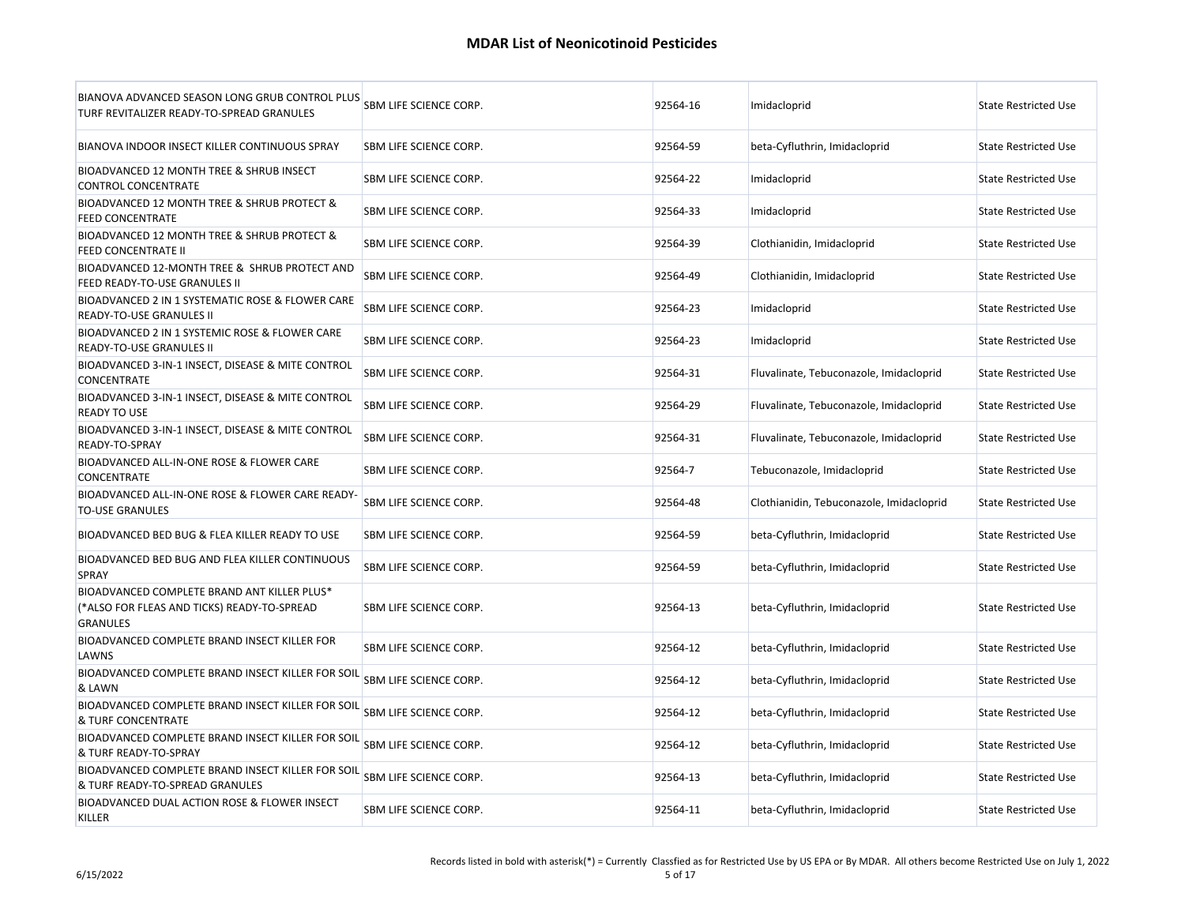# MDAR List of Neonicotinoid Pesticides

| | | | | |
|---|---|---|---|---|
| BIANOVA ADVANCED SEASON LONG GRUB CONTROL PLUS TURF REVITALIZER READY-TO-SPREAD GRANULES | SBM LIFE SCIENCE CORP. | 92564-16 | Imidacloprid | State Restricted Use |
| BIANOVA INDOOR INSECT KILLER CONTINUOUS SPRAY | SBM LIFE SCIENCE CORP. | 92564-59 | beta-Cyfluthrin, Imidacloprid | State Restricted Use |
| BIOADVANCED 12 MONTH TREE & SHRUB INSECT CONTROL CONCENTRATE | SBM LIFE SCIENCE CORP. | 92564-22 | Imidacloprid | State Restricted Use |
| BIOADVANCED 12 MONTH TREE & SHRUB PROTECT & FEED CONCENTRATE | SBM LIFE SCIENCE CORP. | 92564-33 | Imidacloprid | State Restricted Use |
| BIOADVANCED 12 MONTH TREE & SHRUB PROTECT & FEED CONCENTRATE II | SBM LIFE SCIENCE CORP. | 92564-39 | Clothianidin, Imidacloprid | State Restricted Use |
| BIOADVANCED 12-MONTH TREE & SHRUB PROTECT AND FEED READY-TO-USE GRANULES II | SBM LIFE SCIENCE CORP. | 92564-49 | Clothianidin, Imidacloprid | State Restricted Use |
| BIOADVANCED 2 IN 1 SYSTEMATIC ROSE & FLOWER CARE READY-TO-USE GRANULES II | SBM LIFE SCIENCE CORP. | 92564-23 | Imidacloprid | State Restricted Use |
| BIOADVANCED 2 IN 1 SYSTEMIC ROSE & FLOWER CARE READY-TO-USE GRANULES II | SBM LIFE SCIENCE CORP. | 92564-23 | Imidacloprid | State Restricted Use |
| BIOADVANCED 3-IN-1 INSECT, DISEASE & MITE CONTROL CONCENTRATE | SBM LIFE SCIENCE CORP. | 92564-31 | Fluvalinate, Tebuconazole, Imidacloprid | State Restricted Use |
| BIOADVANCED 3-IN-1 INSECT, DISEASE & MITE CONTROL READY TO USE | SBM LIFE SCIENCE CORP. | 92564-29 | Fluvalinate, Tebuconazole, Imidacloprid | State Restricted Use |
| BIOADVANCED 3-IN-1 INSECT, DISEASE & MITE CONTROL READY-TO-SPRAY | SBM LIFE SCIENCE CORP. | 92564-31 | Fluvalinate, Tebuconazole, Imidacloprid | State Restricted Use |
| BIOADVANCED ALL-IN-ONE ROSE & FLOWER CARE CONCENTRATE | SBM LIFE SCIENCE CORP. | 92564-7 | Tebuconazole, Imidacloprid | State Restricted Use |
| BIOADVANCED ALL-IN-ONE ROSE & FLOWER CARE READY-TO-USE GRANULES | SBM LIFE SCIENCE CORP. | 92564-48 | Clothianidin, Tebuconazole, Imidacloprid | State Restricted Use |
| BIOADVANCED BED BUG & FLEA KILLER READY TO USE | SBM LIFE SCIENCE CORP. | 92564-59 | beta-Cyfluthrin, Imidacloprid | State Restricted Use |
| BIOADVANCED BED BUG AND FLEA KILLER CONTINUOUS SPRAY | SBM LIFE SCIENCE CORP. | 92564-59 | beta-Cyfluthrin, Imidacloprid | State Restricted Use |
| BIOADVANCED COMPLETE BRAND ANT KILLER PLUS* (*ALSO FOR FLEAS AND TICKS) READY-TO-SPREAD GRANULES | SBM LIFE SCIENCE CORP. | 92564-13 | beta-Cyfluthrin, Imidacloprid | State Restricted Use |
| BIOADVANCED COMPLETE BRAND INSECT KILLER FOR LAWNS | SBM LIFE SCIENCE CORP. | 92564-12 | beta-Cyfluthrin, Imidacloprid | State Restricted Use |
| BIOADVANCED COMPLETE BRAND INSECT KILLER FOR SOIL & LAWN | SBM LIFE SCIENCE CORP. | 92564-12 | beta-Cyfluthrin, Imidacloprid | State Restricted Use |
| BIOADVANCED COMPLETE BRAND INSECT KILLER FOR SOIL & TURF CONCENTRATE | SBM LIFE SCIENCE CORP. | 92564-12 | beta-Cyfluthrin, Imidacloprid | State Restricted Use |
| BIOADVANCED COMPLETE BRAND INSECT KILLER FOR SOIL & TURF READY-TO-SPRAY | SBM LIFE SCIENCE CORP. | 92564-12 | beta-Cyfluthrin, Imidacloprid | State Restricted Use |
| BIOADVANCED COMPLETE BRAND INSECT KILLER FOR SOIL & TURF READY-TO-SPREAD GRANULES | SBM LIFE SCIENCE CORP. | 92564-13 | beta-Cyfluthrin, Imidacloprid | State Restricted Use |
| BIOADVANCED DUAL ACTION ROSE & FLOWER INSECT KILLER | SBM LIFE SCIENCE CORP. | 92564-11 | beta-Cyfluthrin, Imidacloprid | State Restricted Use |

Records listed in bold with asterisk(*) = Currently Classfied as for Restricted Use by US EPA or By MDAR. All others become Restricted Use on July 1, 2022

6/15/2022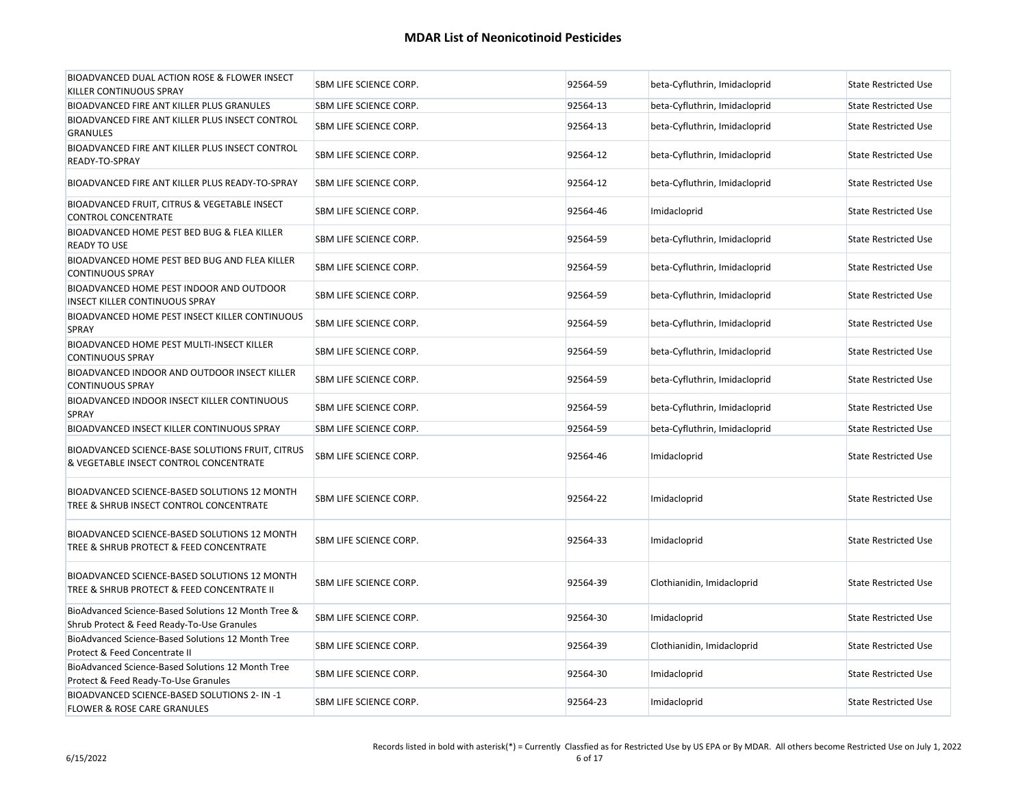| | | | | |
|---|---|---|---|---|
| BIOADVANCED DUAL ACTION ROSE & FLOWER INSECT KILLER CONTINUOUS SPRAY | SBM LIFE SCIENCE CORP. | 92564-59 | beta-Cyfluthrin, Imidacloprid | State Restricted Use |
| BIOADVANCED FIRE ANT KILLER PLUS GRANULES | SBM LIFE SCIENCE CORP. | 92564-13 | beta-Cyfluthrin, Imidacloprid | State Restricted Use |
| BIOADVANCED FIRE ANT KILLER PLUS INSECT CONTROL GRANULES | SBM LIFE SCIENCE CORP. | 92564-13 | beta-Cyfluthrin, Imidacloprid | State Restricted Use |
| BIOADVANCED FIRE ANT KILLER PLUS INSECT CONTROL READY-TO-SPRAY | SBM LIFE SCIENCE CORP. | 92564-12 | beta-Cyfluthrin, Imidacloprid | State Restricted Use |
| BIOADVANCED FIRE ANT KILLER PLUS READY-TO-SPRAY | SBM LIFE SCIENCE CORP. | 92564-12 | beta-Cyfluthrin, Imidacloprid | State Restricted Use |
| BIOADVANCED FRUIT, CITRUS & VEGETABLE INSECT CONTROL CONCENTRATE | SBM LIFE SCIENCE CORP. | 92564-46 | Imidacloprid | State Restricted Use |
| BIOADVANCED HOME PEST BED BUG & FLEA KILLER READY TO USE | SBM LIFE SCIENCE CORP. | 92564-59 | beta-Cyfluthrin, Imidacloprid | State Restricted Use |
| BIOADVANCED HOME PEST BED BUG AND FLEA KILLER CONTINUOUS SPRAY | SBM LIFE SCIENCE CORP. | 92564-59 | beta-Cyfluthrin, Imidacloprid | State Restricted Use |
| BIOADVANCED HOME PEST INDOOR AND OUTDOOR INSECT KILLER CONTINUOUS SPRAY | SBM LIFE SCIENCE CORP. | 92564-59 | beta-Cyfluthrin, Imidacloprid | State Restricted Use |
| BIOADVANCED HOME PEST INSECT KILLER CONTINUOUS SPRAY | SBM LIFE SCIENCE CORP. | 92564-59 | beta-Cyfluthrin, Imidacloprid | State Restricted Use |
| BIOADVANCED HOME PEST MULTI-INSECT KILLER CONTINUOUS SPRAY | SBM LIFE SCIENCE CORP. | 92564-59 | beta-Cyfluthrin, Imidacloprid | State Restricted Use |
| BIOADVANCED INDOOR AND OUTDOOR INSECT KILLER CONTINUOUS SPRAY | SBM LIFE SCIENCE CORP. | 92564-59 | beta-Cyfluthrin, Imidacloprid | State Restricted Use |
| BIOADVANCED INDOOR INSECT KILLER CONTINUOUS SPRAY | SBM LIFE SCIENCE CORP. | 92564-59 | beta-Cyfluthrin, Imidacloprid | State Restricted Use |
| BIOADVANCED INSECT KILLER CONTINUOUS SPRAY | SBM LIFE SCIENCE CORP. | 92564-59 | beta-Cyfluthrin, Imidacloprid | State Restricted Use |
| BIOADVANCED SCIENCE-BASE SOLUTIONS FRUIT, CITRUS & VEGETABLE INSECT CONTROL CONCENTRATE | SBM LIFE SCIENCE CORP. | 92564-46 | Imidacloprid | State Restricted Use |
| BIOADVANCED SCIENCE-BASED SOLUTIONS 12 MONTH TREE & SHRUB INSECT CONTROL CONCENTRATE | SBM LIFE SCIENCE CORP. | 92564-22 | Imidacloprid | State Restricted Use |
| BIOADVANCED SCIENCE-BASED SOLUTIONS 12 MONTH TREE & SHRUB PROTECT & FEED CONCENTRATE | SBM LIFE SCIENCE CORP. | 92564-33 | Imidacloprid | State Restricted Use |
| BIOADVANCED SCIENCE-BASED SOLUTIONS 12 MONTH TREE & SHRUB PROTECT & FEED CONCENTRATE II | SBM LIFE SCIENCE CORP. | 92564-39 | Clothianidin, Imidacloprid | State Restricted Use |
| BioAdvanced Science-Based Solutions 12 Month Tree & Shrub Protect & Feed Ready-To-Use Granules | SBM LIFE SCIENCE CORP. | 92564-30 | Imidacloprid | State Restricted Use |
| BioAdvanced Science-Based Solutions 12 Month Tree Protect & Feed Concentrate II | SBM LIFE SCIENCE CORP. | 92564-39 | Clothianidin, Imidacloprid | State Restricted Use |
| BioAdvanced Science-Based Solutions 12 Month Tree Protect & Feed Ready-To-Use Granules | SBM LIFE SCIENCE CORP. | 92564-30 | Imidacloprid | State Restricted Use |
| BIOADVANCED SCIENCE-BASED SOLUTIONS 2- IN -1 FLOWER & ROSE CARE GRANULES | SBM LIFE SCIENCE CORP. | 92564-23 | Imidacloprid | State Restricted Use |

Records listed in bold with asterisk(*) = Currently Classfied as for Restricted Use by US EPA or By MDAR. All others become Restricted Use on July 1, 2022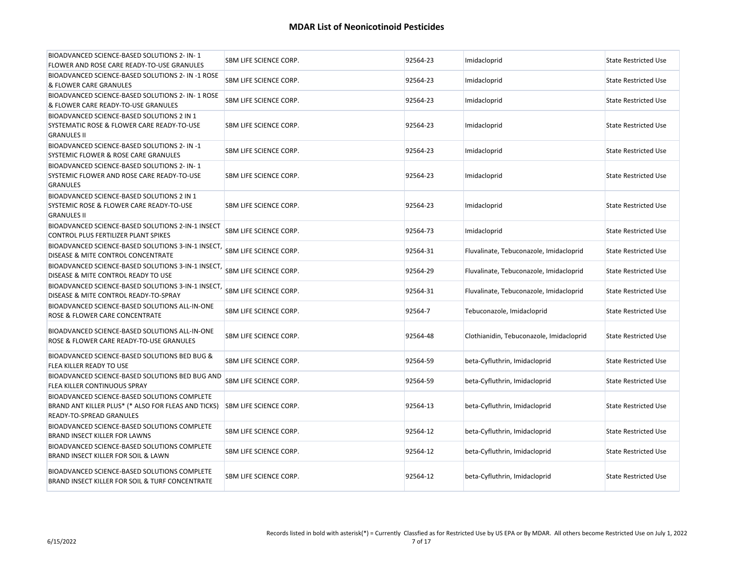# MDAR List of Neonicotinoid Pesticides

| | | | | |
|---|---|---|---|---|
| BIOADVANCED SCIENCE-BASED SOLUTIONS 2- IN- 1 FLOWER AND ROSE CARE READY-TO-USE GRANULES | SBM LIFE SCIENCE CORP. | 92564-23 | Imidacloprid | State Restricted Use |
| BIOADVANCED SCIENCE-BASED SOLUTIONS 2- IN -1 ROSE & FLOWER CARE GRANULES | SBM LIFE SCIENCE CORP. | 92564-23 | Imidacloprid | State Restricted Use |
| BIOADVANCED SCIENCE-BASED SOLUTIONS 2- IN- 1 ROSE & FLOWER CARE READY-TO-USE GRANULES | SBM LIFE SCIENCE CORP. | 92564-23 | Imidacloprid | State Restricted Use |
| BIOADVANCED SCIENCE-BASED SOLUTIONS 2 IN 1 SYSTEMATIC ROSE & FLOWER CARE READY-TO-USE GRANULES II | SBM LIFE SCIENCE CORP. | 92564-23 | Imidacloprid | State Restricted Use |
| BIOADVANCED SCIENCE-BASED SOLUTIONS 2- IN -1 SYSTEMIC FLOWER & ROSE CARE GRANULES | SBM LIFE SCIENCE CORP. | 92564-23 | Imidacloprid | State Restricted Use |
| BIOADVANCED SCIENCE-BASED SOLUTIONS 2- IN- 1 SYSTEMIC FLOWER AND ROSE CARE READY-TO-USE GRANULES | SBM LIFE SCIENCE CORP. | 92564-23 | Imidacloprid | State Restricted Use |
| BIOADVANCED SCIENCE-BASED SOLUTIONS 2 IN 1 SYSTEMIC ROSE & FLOWER CARE READY-TO-USE GRANULES II | SBM LIFE SCIENCE CORP. | 92564-23 | Imidacloprid | State Restricted Use |
| BIOADVANCED SCIENCE-BASED SOLUTIONS 2-IN-1 INSECT CONTROL PLUS FERTILIZER PLANT SPIKES | SBM LIFE SCIENCE CORP. | 92564-73 | Imidacloprid | State Restricted Use |
| BIOADVANCED SCIENCE-BASED SOLUTIONS 3-IN-1 INSECT, DISEASE & MITE CONTROL CONCENTRATE | SBM LIFE SCIENCE CORP. | 92564-31 | Fluvalinate, Tebuconazole, Imidacloprid | State Restricted Use |
| BIOADVANCED SCIENCE-BASED SOLUTIONS 3-IN-1 INSECT, DISEASE & MITE CONTROL READY TO USE | SBM LIFE SCIENCE CORP. | 92564-29 | Fluvalinate, Tebuconazole, Imidacloprid | State Restricted Use |
| BIOADVANCED SCIENCE-BASED SOLUTIONS 3-IN-1 INSECT, DISEASE & MITE CONTROL READY-TO-SPRAY | SBM LIFE SCIENCE CORP. | 92564-31 | Fluvalinate, Tebuconazole, Imidacloprid | State Restricted Use |
| BIOADVANCED SCIENCE-BASED SOLUTIONS ALL-IN-ONE ROSE & FLOWER CARE CONCENTRATE | SBM LIFE SCIENCE CORP. | 92564-7 | Tebuconazole, Imidacloprid | State Restricted Use |
| BIOADVANCED SCIENCE-BASED SOLUTIONS ALL-IN-ONE ROSE & FLOWER CARE READY-TO-USE GRANULES | SBM LIFE SCIENCE CORP. | 92564-48 | Clothianidin, Tebuconazole, Imidacloprid | State Restricted Use |
| BIOADVANCED SCIENCE-BASED SOLUTIONS BED BUG & FLEA KILLER READY TO USE | SBM LIFE SCIENCE CORP. | 92564-59 | beta-Cyfluthrin, Imidacloprid | State Restricted Use |
| BIOADVANCED SCIENCE-BASED SOLUTIONS BED BUG AND FLEA KILLER CONTINUOUS SPRAY | SBM LIFE SCIENCE CORP. | 92564-59 | beta-Cyfluthrin, Imidacloprid | State Restricted Use |
| BIOADVANCED SCIENCE-BASED SOLUTIONS COMPLETE BRAND ANT KILLER PLUS* (* ALSO FOR FLEAS AND TICKS) READY-TO-SPREAD GRANULES | SBM LIFE SCIENCE CORP. | 92564-13 | beta-Cyfluthrin, Imidacloprid | State Restricted Use |
| BIOADVANCED SCIENCE-BASED SOLUTIONS COMPLETE BRAND INSECT KILLER FOR LAWNS | SBM LIFE SCIENCE CORP. | 92564-12 | beta-Cyfluthrin, Imidacloprid | State Restricted Use |
| BIOADVANCED SCIENCE-BASED SOLUTIONS COMPLETE BRAND INSECT KILLER FOR SOIL & LAWN | SBM LIFE SCIENCE CORP. | 92564-12 | beta-Cyfluthrin, Imidacloprid | State Restricted Use |
| BIOADVANCED SCIENCE-BASED SOLUTIONS COMPLETE BRAND INSECT KILLER FOR SOIL & TURF CONCENTRATE | SBM LIFE SCIENCE CORP. | 92564-12 | beta-Cyfluthrin, Imidacloprid | State Restricted Use |

Records listed in bold with asterisk(*) = Currently Classfied as for Restricted Use by US EPA or By MDAR. All others become Restricted Use on July 1, 2022

6/15/2022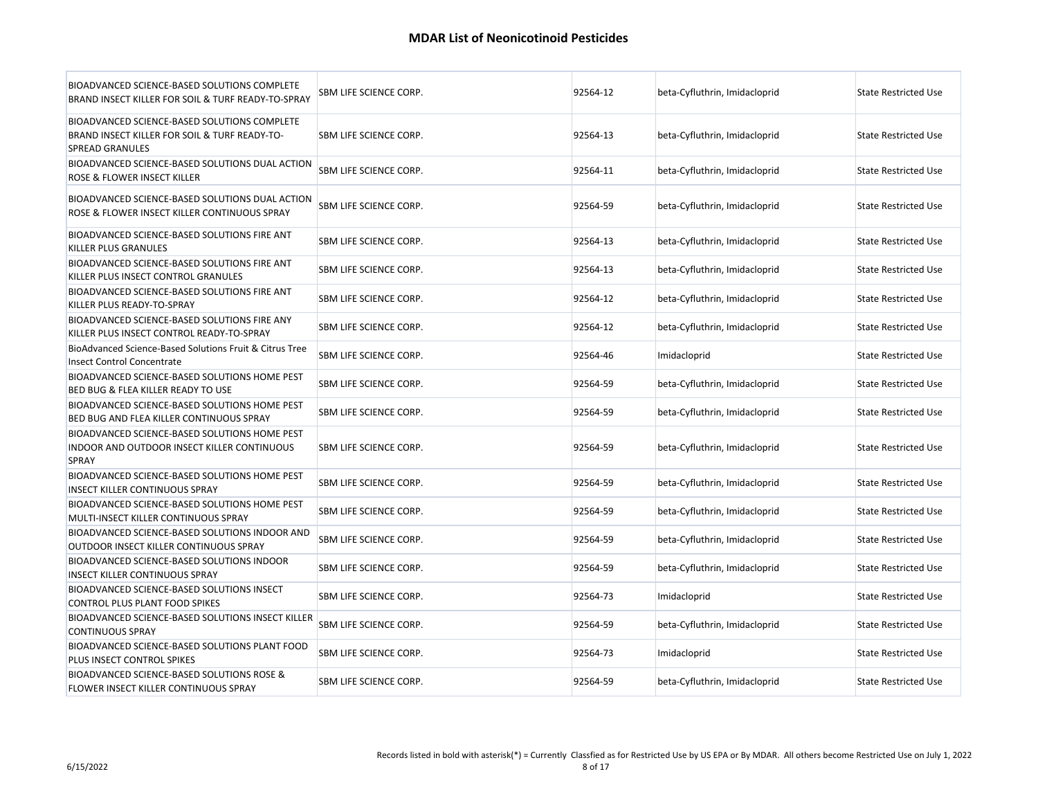| | | | | |
|---|---|---|---|---|
| BIOADVANCED SCIENCE-BASED SOLUTIONS COMPLETE BRAND INSECT KILLER FOR SOIL & TURF READY-TO-SPRAY | SBM LIFE SCIENCE CORP. | 92564-12 | beta-Cyfluthrin, Imidacloprid | State Restricted Use |
| BIOADVANCED SCIENCE-BASED SOLUTIONS COMPLETE BRAND INSECT KILLER FOR SOIL & TURF READY-TO-SPREAD GRANULES | SBM LIFE SCIENCE CORP. | 92564-13 | beta-Cyfluthrin, Imidacloprid | State Restricted Use |
| BIOADVANCED SCIENCE-BASED SOLUTIONS DUAL ACTION ROSE & FLOWER INSECT KILLER | SBM LIFE SCIENCE CORP. | 92564-11 | beta-Cyfluthrin, Imidacloprid | State Restricted Use |
| BIOADVANCED SCIENCE-BASED SOLUTIONS DUAL ACTION ROSE & FLOWER INSECT KILLER CONTINUOUS SPRAY | SBM LIFE SCIENCE CORP. | 92564-59 | beta-Cyfluthrin, Imidacloprid | State Restricted Use |
| BIOADVANCED SCIENCE-BASED SOLUTIONS FIRE ANT KILLER PLUS GRANULES | SBM LIFE SCIENCE CORP. | 92564-13 | beta-Cyfluthrin, Imidacloprid | State Restricted Use |
| BIOADVANCED SCIENCE-BASED SOLUTIONS FIRE ANT KILLER PLUS INSECT CONTROL GRANULES | SBM LIFE SCIENCE CORP. | 92564-13 | beta-Cyfluthrin, Imidacloprid | State Restricted Use |
| BIOADVANCED SCIENCE-BASED SOLUTIONS FIRE ANT KILLER PLUS READY-TO-SPRAY | SBM LIFE SCIENCE CORP. | 92564-12 | beta-Cyfluthrin, Imidacloprid | State Restricted Use |
| BIOADVANCED SCIENCE-BASED SOLUTIONS FIRE ANY KILLER PLUS INSECT CONTROL READY-TO-SPRAY | SBM LIFE SCIENCE CORP. | 92564-12 | beta-Cyfluthrin, Imidacloprid | State Restricted Use |
| BioAdvanced Science-Based Solutions Fruit & Citrus Tree Insect Control Concentrate | SBM LIFE SCIENCE CORP. | 92564-46 | Imidacloprid | State Restricted Use |
| BIOADVANCED SCIENCE-BASED SOLUTIONS HOME PEST BED BUG & FLEA KILLER READY TO USE | SBM LIFE SCIENCE CORP. | 92564-59 | beta-Cyfluthrin, Imidacloprid | State Restricted Use |
| BIOADVANCED SCIENCE-BASED SOLUTIONS HOME PEST BED BUG AND FLEA KILLER CONTINUOUS SPRAY | SBM LIFE SCIENCE CORP. | 92564-59 | beta-Cyfluthrin, Imidacloprid | State Restricted Use |
| BIOADVANCED SCIENCE-BASED SOLUTIONS HOME PEST INDOOR AND OUTDOOR INSECT KILLER CONTINUOUS SPRAY | SBM LIFE SCIENCE CORP. | 92564-59 | beta-Cyfluthrin, Imidacloprid | State Restricted Use |
| BIOADVANCED SCIENCE-BASED SOLUTIONS HOME PEST INSECT KILLER CONTINUOUS SPRAY | SBM LIFE SCIENCE CORP. | 92564-59 | beta-Cyfluthrin, Imidacloprid | State Restricted Use |
| BIOADVANCED SCIENCE-BASED SOLUTIONS HOME PEST MULTI-INSECT KILLER CONTINUOUS SPRAY | SBM LIFE SCIENCE CORP. | 92564-59 | beta-Cyfluthrin, Imidacloprid | State Restricted Use |
| BIOADVANCED SCIENCE-BASED SOLUTIONS INDOOR AND OUTDOOR INSECT KILLER CONTINUOUS SPRAY | SBM LIFE SCIENCE CORP. | 92564-59 | beta-Cyfluthrin, Imidacloprid | State Restricted Use |
| BIOADVANCED SCIENCE-BASED SOLUTIONS INDOOR INSECT KILLER CONTINUOUS SPRAY | SBM LIFE SCIENCE CORP. | 92564-59 | beta-Cyfluthrin, Imidacloprid | State Restricted Use |
| BIOADVANCED SCIENCE-BASED SOLUTIONS INSECT CONTROL PLUS PLANT FOOD SPIKES | SBM LIFE SCIENCE CORP. | 92564-73 | Imidacloprid | State Restricted Use |
| BIOADVANCED SCIENCE-BASED SOLUTIONS INSECT KILLER CONTINUOUS SPRAY | SBM LIFE SCIENCE CORP. | 92564-59 | beta-Cyfluthrin, Imidacloprid | State Restricted Use |
| BIOADVANCED SCIENCE-BASED SOLUTIONS PLANT FOOD PLUS INSECT CONTROL SPIKES | SBM LIFE SCIENCE CORP. | 92564-73 | Imidacloprid | State Restricted Use |
| BIOADVANCED SCIENCE-BASED SOLUTIONS ROSE & FLOWER INSECT KILLER CONTINUOUS SPRAY | SBM LIFE SCIENCE CORP. | 92564-59 | beta-Cyfluthrin, Imidacloprid | State Restricted Use |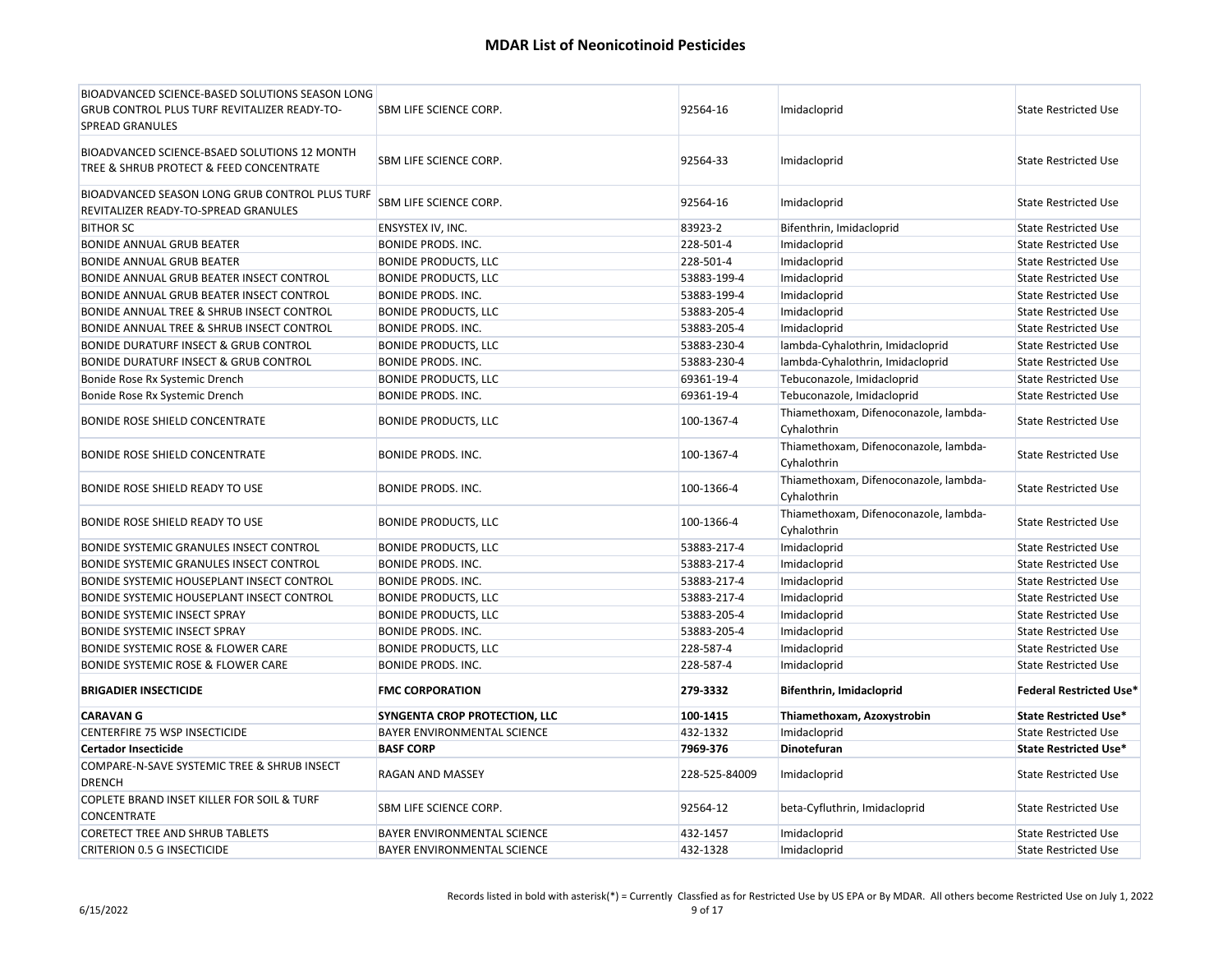# MDAR List of Neonicotinoid Pesticides

| | | | | |
|---|---|---|---|---|
| BIOADVANCED SCIENCE-BASED SOLUTIONS SEASON LONG GRUB CONTROL PLUS TURF REVITALIZER READY-TO-SPREAD GRANULES | SBM LIFE SCIENCE CORP. | 92564-16 | Imidacloprid | State Restricted Use |
| BIOADVANCED SCIENCE-BSAED SOLUTIONS 12 MONTH TREE & SHRUB PROTECT & FEED CONCENTRATE | SBM LIFE SCIENCE CORP. | 92564-33 | Imidacloprid | State Restricted Use |
| BIOADVANCED SEASON LONG GRUB CONTROL PLUS TURF REVITALIZER READY-TO-SPREAD GRANULES | SBM LIFE SCIENCE CORP. | 92564-16 | Imidacloprid | State Restricted Use |
| BITHOR SC | ENSYSTEX IV, INC. | 83923-2 | Bifenthrin, Imidacloprid | State Restricted Use |
| BONIDE ANNUAL GRUB BEATER | BONIDE PRODS. INC. | 228-501-4 | Imidacloprid | State Restricted Use |
| BONIDE ANNUAL GRUB BEATER | BONIDE PRODUCTS, LLC | 228-501-4 | Imidacloprid | State Restricted Use |
| BONIDE ANNUAL GRUB BEATER INSECT CONTROL | BONIDE PRODUCTS, LLC | 53883-199-4 | Imidacloprid | State Restricted Use |
| BONIDE ANNUAL GRUB BEATER INSECT CONTROL | BONIDE PRODS. INC. | 53883-199-4 | Imidacloprid | State Restricted Use |
| BONIDE ANNUAL TREE & SHRUB INSECT CONTROL | BONIDE PRODUCTS, LLC | 53883-205-4 | Imidacloprid | State Restricted Use |
| BONIDE ANNUAL TREE & SHRUB INSECT CONTROL | BONIDE PRODS. INC. | 53883-205-4 | Imidacloprid | State Restricted Use |
| BONIDE DURATURF INSECT & GRUB CONTROL | BONIDE PRODUCTS, LLC | 53883-230-4 | lambda-Cyhalothrin, Imidacloprid | State Restricted Use |
| BONIDE DURATURF INSECT & GRUB CONTROL | BONIDE PRODS. INC. | 53883-230-4 | lambda-Cyhalothrin, Imidacloprid | State Restricted Use |
| Bonide Rose Rx Systemic Drench | BONIDE PRODUCTS, LLC | 69361-19-4 | Tebuconazole, Imidacloprid | State Restricted Use |
| Bonide Rose Rx Systemic Drench | BONIDE PRODS. INC. | 69361-19-4 | Tebuconazole, Imidacloprid | State Restricted Use |
| BONIDE ROSE SHIELD CONCENTRATE | BONIDE PRODUCTS, LLC | 100-1367-4 | Thiamethoxam, Difenoconazole, lambda-Cyhalothrin | State Restricted Use |
| BONIDE ROSE SHIELD CONCENTRATE | BONIDE PRODS. INC. | 100-1367-4 | Thiamethoxam, Difenoconazole, lambda-Cyhalothrin | State Restricted Use |
| BONIDE ROSE SHIELD READY TO USE | BONIDE PRODS. INC. | 100-1366-4 | Thiamethoxam, Difenoconazole, lambda-Cyhalothrin | State Restricted Use |
| BONIDE ROSE SHIELD READY TO USE | BONIDE PRODUCTS, LLC | 100-1366-4 | Thiamethoxam, Difenoconazole, lambda-Cyhalothrin | State Restricted Use |
| BONIDE SYSTEMIC GRANULES INSECT CONTROL | BONIDE PRODUCTS, LLC | 53883-217-4 | Imidacloprid | State Restricted Use |
| BONIDE SYSTEMIC GRANULES INSECT CONTROL | BONIDE PRODS. INC. | 53883-217-4 | Imidacloprid | State Restricted Use |
| BONIDE SYSTEMIC HOUSEPLANT INSECT CONTROL | BONIDE PRODS. INC. | 53883-217-4 | Imidacloprid | State Restricted Use |
| BONIDE SYSTEMIC HOUSEPLANT INSECT CONTROL | BONIDE PRODUCTS, LLC | 53883-217-4 | Imidacloprid | State Restricted Use |
| BONIDE SYSTEMIC INSECT SPRAY | BONIDE PRODUCTS, LLC | 53883-205-4 | Imidacloprid | State Restricted Use |
| BONIDE SYSTEMIC INSECT SPRAY | BONIDE PRODS. INC. | 53883-205-4 | Imidacloprid | State Restricted Use |
| BONIDE SYSTEMIC ROSE & FLOWER CARE | BONIDE PRODUCTS, LLC | 228-587-4 | Imidacloprid | State Restricted Use |
| BONIDE SYSTEMIC ROSE & FLOWER CARE | BONIDE PRODS. INC. | 228-587-4 | Imidacloprid | State Restricted Use |
| **BRIGADIER INSECTICIDE** | **FMC CORPORATION** | **279-3332** | **Bifenthrin, Imidacloprid** | **Federal Restricted Use*** |
| **CARAVAN G** | **SYNGENTA CROP PROTECTION, LLC** | **100-1415** | **Thiamethoxam, Azoxystrobin** | **State Restricted Use*** |
| CENTERFIRE 75 WSP INSECTICIDE | BAYER ENVIRONMENTAL SCIENCE | 432-1332 | Imidacloprid | State Restricted Use |
| **Certador Insecticide** | **BASF CORP** | **7969-376** | **Dinotefuran** | **State Restricted Use*** |
| COMPARE-N-SAVE SYSTEMIC TREE & SHRUB INSECT DRENCH | RAGAN AND MASSEY | 228-525-84009 | Imidacloprid | State Restricted Use |
| COPLETE BRAND INSET KILLER FOR SOIL & TURF CONCENTRATE | SBM LIFE SCIENCE CORP. | 92564-12 | beta-Cyfluthrin, Imidacloprid | State Restricted Use |
| CORETECT TREE AND SHRUB TABLETS | BAYER ENVIRONMENTAL SCIENCE | 432-1457 | Imidacloprid | State Restricted Use |
| CRITERION 0.5 G INSECTICIDE | BAYER ENVIRONMENTAL SCIENCE | 432-1328 | Imidacloprid | State Restricted Use |

Records listed in bold with asterisk(*) = Currently Classfied as for Restricted Use by US EPA or By MDAR. All others become Restricted Use on July 1, 2022

6/15/2022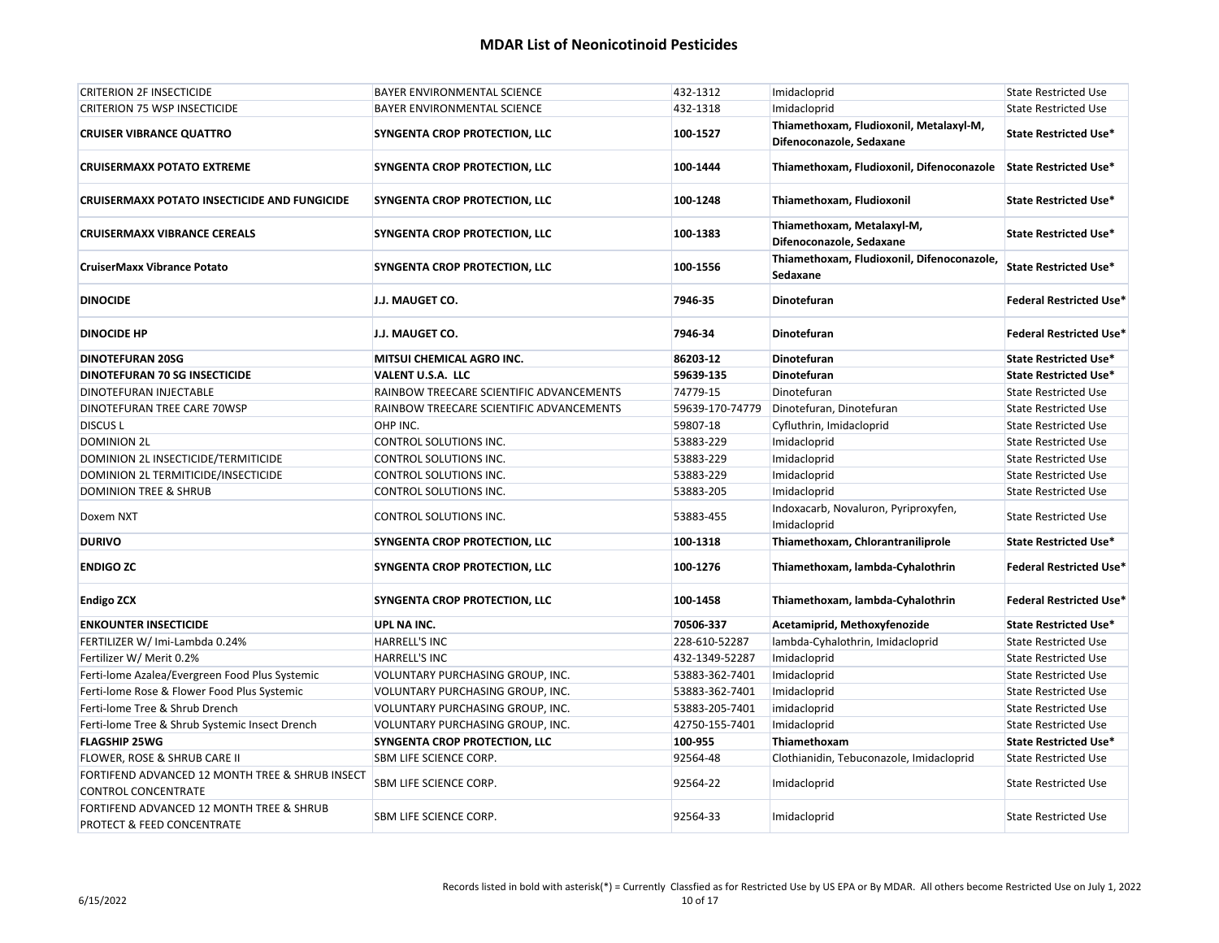## MDAR List of Neonicotinoid Pesticides

| | | | | |
|---|---|---|---|---|
| CRITERION 2F INSECTICIDE | BAYER ENVIRONMENTAL SCIENCE | 432-1312 | Imidacloprid | State Restricted Use |
| CRITERION 75 WSP INSECTICIDE | BAYER ENVIRONMENTAL SCIENCE | 432-1318 | Imidacloprid | State Restricted Use |
| **CRUISER VIBRANCE QUATTRO** | **SYNGENTA CROP PROTECTION, LLC** | **100-1527** | **Thiamethoxam, Fludioxonil, Metalaxyl-M, Difenoconazole, Sedaxane** | **State Restricted Use*** |
| **CRUISERMAXX POTATO EXTREME** | **SYNGENTA CROP PROTECTION, LLC** | **100-1444** | **Thiamethoxam, Fludioxonil, Difenoconazole** | **State Restricted Use*** |
| **CRUISERMAXX POTATO INSECTICIDE AND FUNGICIDE** | **SYNGENTA CROP PROTECTION, LLC** | **100-1248** | **Thiamethoxam, Fludioxonil** | **State Restricted Use*** |
| **CRUISERMAXX VIBRANCE CEREALS** | **SYNGENTA CROP PROTECTION, LLC** | **100-1383** | **Thiamethoxam, Metalaxyl-M, Difenoconazole, Sedaxane** | **State Restricted Use*** |
| **CruiserMaxx Vibrance Potato** | **SYNGENTA CROP PROTECTION, LLC** | **100-1556** | **Thiamethoxam, Fludioxonil, Difenoconazole, Sedaxane** | **State Restricted Use*** |
| **DINOCIDE** | **J.J. MAUGET CO.** | **7946-35** | **Dinotefuran** | **Federal Restricted Use*** |
| **DINOCIDE HP** | **J.J. MAUGET CO.** | **7946-34** | **Dinotefuran** | **Federal Restricted Use*** |
| **DINOTEFURAN 20SG** | **MITSUI CHEMICAL AGRO INC.** | **86203-12** | **Dinotefuran** | **State Restricted Use*** |
| **DINOTEFURAN 70 SG INSECTICIDE** | **VALENT U.S.A. LLC** | **59639-135** | **Dinotefuran** | **State Restricted Use*** |
| DINOTEFURAN INJECTABLE | RAINBOW TREECARE SCIENTIFIC ADVANCEMENTS | 74779-15 | Dinotefuran | State Restricted Use |
| DINOTEFURAN TREE CARE 70WSP | RAINBOW TREECARE SCIENTIFIC ADVANCEMENTS | 59639-170-74779 | Dinotefuran, Dinotefuran | State Restricted Use |
| DISCUS L | OHP INC. | 59807-18 | Cyfluthrin, Imidacloprid | State Restricted Use |
| DOMINION 2L | CONTROL SOLUTIONS INC. | 53883-229 | Imidacloprid | State Restricted Use |
| DOMINION 2L INSECTICIDE/TERMITICIDE | CONTROL SOLUTIONS INC. | 53883-229 | Imidacloprid | State Restricted Use |
| DOMINION 2L TERMITICIDE/INSECTICIDE | CONTROL SOLUTIONS INC. | 53883-229 | Imidacloprid | State Restricted Use |
| DOMINION TREE & SHRUB | CONTROL SOLUTIONS INC. | 53883-205 | Imidacloprid | State Restricted Use |
| Doxem NXT | CONTROL SOLUTIONS INC. | 53883-455 | Indoxacarb, Novaluron, Pyriproxyfen, Imidacloprid | State Restricted Use |
| **DURIVO** | **SYNGENTA CROP PROTECTION, LLC** | **100-1318** | **Thiamethoxam, Chlorantraniliprole** | **State Restricted Use*** |
| **ENDIGO ZC** | **SYNGENTA CROP PROTECTION, LLC** | **100-1276** | **Thiamethoxam, lambda-Cyhalothrin** | **Federal Restricted Use*** |
| **Endigo ZCX** | **SYNGENTA CROP PROTECTION, LLC** | **100-1458** | **Thiamethoxam, lambda-Cyhalothrin** | **Federal Restricted Use*** |
| **ENKOUNTER INSECTICIDE** | **UPL NA INC.** | **70506-337** | **Acetamiprid, Methoxyfenozide** | **State Restricted Use*** |
| FERTILIZER W/ Imi-Lambda 0.24% | HARRELL'S INC | 228-610-52287 | lambda-Cyhalothrin, Imidacloprid | State Restricted Use |
| Fertilizer W/ Merit 0.2% | HARRELL'S INC | 432-1349-52287 | Imidacloprid | State Restricted Use |
| Ferti-lome Azalea/Evergreen Food Plus Systemic | VOLUNTARY PURCHASING GROUP, INC. | 53883-362-7401 | Imidacloprid | State Restricted Use |
| Ferti-lome Rose & Flower Food Plus Systemic | VOLUNTARY PURCHASING GROUP, INC. | 53883-362-7401 | Imidacloprid | State Restricted Use |
| Ferti-lome Tree & Shrub Drench | VOLUNTARY PURCHASING GROUP, INC. | 53883-205-7401 | imidacloprid | State Restricted Use |
| Ferti-lome Tree & Shrub Systemic Insect Drench | VOLUNTARY PURCHASING GROUP, INC. | 42750-155-7401 | Imidacloprid | State Restricted Use |
| **FLAGSHIP 25WG** | **SYNGENTA CROP PROTECTION, LLC** | **100-955** | **Thiamethoxam** | **State Restricted Use*** |
| FLOWER, ROSE & SHRUB CARE II | SBM LIFE SCIENCE CORP. | 92564-48 | Clothianidin, Tebuconazole, Imidacloprid | State Restricted Use |
| FORTIFEND ADVANCED 12 MONTH TREE & SHRUB INSECT CONTROL CONCENTRATE | SBM LIFE SCIENCE CORP. | 92564-22 | Imidacloprid | State Restricted Use |
| FORTIFEND ADVANCED 12 MONTH TREE & SHRUB PROTECT & FEED CONCENTRATE | SBM LIFE SCIENCE CORP. | 92564-33 | Imidacloprid | State Restricted Use |

Records listed in bold with asterisk(*) = Currently Classfied as for Restricted Use by US EPA or By MDAR. All others become Restricted Use on July 1, 2022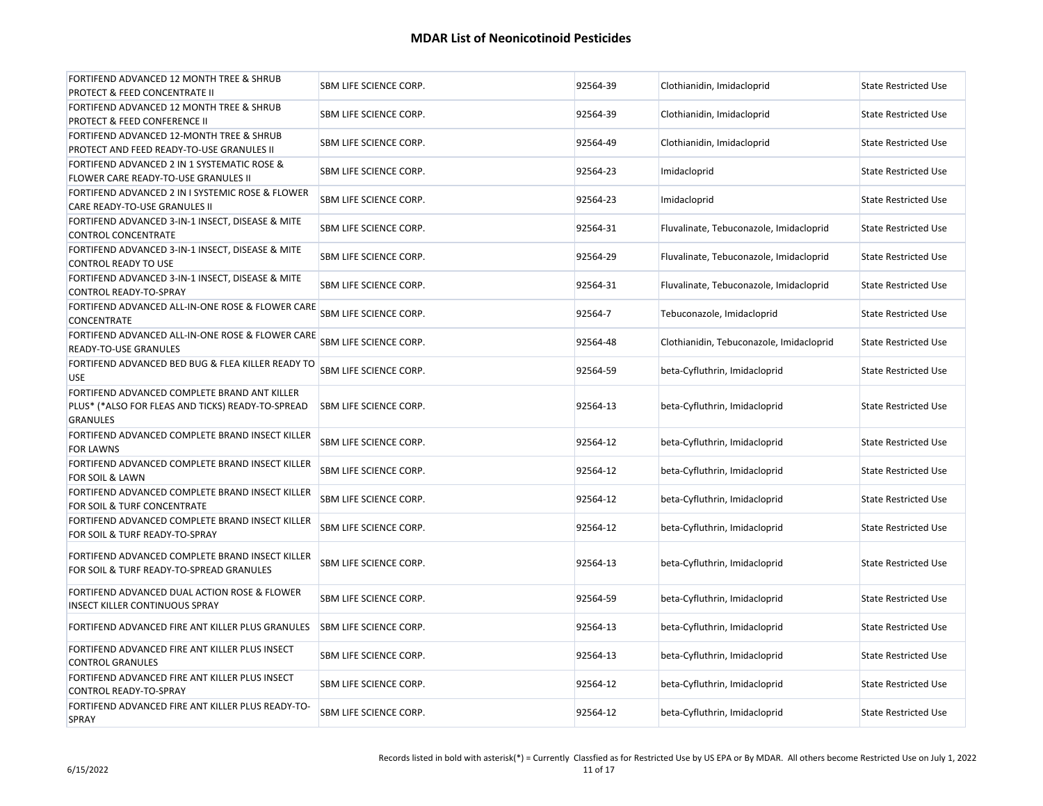# MDAR List of Neonicotinoid Pesticides

| | | | | |
|---|---|---|---|---|
| FORTIFEND ADVANCED 12 MONTH TREE & SHRUB PROTECT & FEED CONCENTRATE II | SBM LIFE SCIENCE CORP. | 92564-39 | Clothianidin, Imidacloprid | State Restricted Use |
| FORTIFEND ADVANCED 12 MONTH TREE & SHRUB PROTECT & FEED CONFERENCE II | SBM LIFE SCIENCE CORP. | 92564-39 | Clothianidin, Imidacloprid | State Restricted Use |
| FORTIFEND ADVANCED 12-MONTH TREE & SHRUB PROTECT AND FEED READY-TO-USE GRANULES II | SBM LIFE SCIENCE CORP. | 92564-49 | Clothianidin, Imidacloprid | State Restricted Use |
| FORTIFEND ADVANCED 2 IN 1 SYSTEMATIC ROSE & FLOWER CARE READY-TO-USE GRANULES II | SBM LIFE SCIENCE CORP. | 92564-23 | Imidacloprid | State Restricted Use |
| FORTIFEND ADVANCED 2 IN I SYSTEMIC ROSE & FLOWER CARE READY-TO-USE GRANULES II | SBM LIFE SCIENCE CORP. | 92564-23 | Imidacloprid | State Restricted Use |
| FORTIFEND ADVANCED 3-IN-1 INSECT, DISEASE & MITE CONTROL CONCENTRATE | SBM LIFE SCIENCE CORP. | 92564-31 | Fluvalinate, Tebuconazole, Imidacloprid | State Restricted Use |
| FORTIFEND ADVANCED 3-IN-1 INSECT, DISEASE & MITE CONTROL READY TO USE | SBM LIFE SCIENCE CORP. | 92564-29 | Fluvalinate, Tebuconazole, Imidacloprid | State Restricted Use |
| FORTIFEND ADVANCED 3-IN-1 INSECT, DISEASE & MITE CONTROL READY-TO-SPRAY | SBM LIFE SCIENCE CORP. | 92564-31 | Fluvalinate, Tebuconazole, Imidacloprid | State Restricted Use |
| FORTIFEND ADVANCED ALL-IN-ONE ROSE & FLOWER CARE CONCENTRATE | SBM LIFE SCIENCE CORP. | 92564-7 | Tebuconazole, Imidacloprid | State Restricted Use |
| FORTIFEND ADVANCED ALL-IN-ONE ROSE & FLOWER CARE READY-TO-USE GRANULES | SBM LIFE SCIENCE CORP. | 92564-48 | Clothianidin, Tebuconazole, Imidacloprid | State Restricted Use |
| FORTIFEND ADVANCED BED BUG & FLEA KILLER READY TO USE | SBM LIFE SCIENCE CORP. | 92564-59 | beta-Cyfluthrin, Imidacloprid | State Restricted Use |
| FORTIFEND ADVANCED COMPLETE BRAND ANT KILLER PLUS* (*ALSO FOR FLEAS AND TICKS) READY-TO-SPREAD GRANULES | SBM LIFE SCIENCE CORP. | 92564-13 | beta-Cyfluthrin, Imidacloprid | State Restricted Use |
| FORTIFEND ADVANCED COMPLETE BRAND INSECT KILLER FOR LAWNS | SBM LIFE SCIENCE CORP. | 92564-12 | beta-Cyfluthrin, Imidacloprid | State Restricted Use |
| FORTIFEND ADVANCED COMPLETE BRAND INSECT KILLER FOR SOIL & LAWN | SBM LIFE SCIENCE CORP. | 92564-12 | beta-Cyfluthrin, Imidacloprid | State Restricted Use |
| FORTIFEND ADVANCED COMPLETE BRAND INSECT KILLER FOR SOIL & TURF CONCENTRATE | SBM LIFE SCIENCE CORP. | 92564-12 | beta-Cyfluthrin, Imidacloprid | State Restricted Use |
| FORTIFEND ADVANCED COMPLETE BRAND INSECT KILLER FOR SOIL & TURF READY-TO-SPRAY | SBM LIFE SCIENCE CORP. | 92564-12 | beta-Cyfluthrin, Imidacloprid | State Restricted Use |
| FORTIFEND ADVANCED COMPLETE BRAND INSECT KILLER FOR SOIL & TURF READY-TO-SPREAD GRANULES | SBM LIFE SCIENCE CORP. | 92564-13 | beta-Cyfluthrin, Imidacloprid | State Restricted Use |
| FORTIFEND ADVANCED DUAL ACTION ROSE & FLOWER INSECT KILLER CONTINUOUS SPRAY | SBM LIFE SCIENCE CORP. | 92564-59 | beta-Cyfluthrin, Imidacloprid | State Restricted Use |
| FORTIFEND ADVANCED FIRE ANT KILLER PLUS GRANULES | SBM LIFE SCIENCE CORP. | 92564-13 | beta-Cyfluthrin, Imidacloprid | State Restricted Use |
| FORTIFEND ADVANCED FIRE ANT KILLER PLUS INSECT CONTROL GRANULES | SBM LIFE SCIENCE CORP. | 92564-13 | beta-Cyfluthrin, Imidacloprid | State Restricted Use |
| FORTIFEND ADVANCED FIRE ANT KILLER PLUS INSECT CONTROL READY-TO-SPRAY | SBM LIFE SCIENCE CORP. | 92564-12 | beta-Cyfluthrin, Imidacloprid | State Restricted Use |
| FORTIFEND ADVANCED FIRE ANT KILLER PLUS READY-TO-SPRAY | SBM LIFE SCIENCE CORP. | 92564-12 | beta-Cyfluthrin, Imidacloprid | State Restricted Use |

Records listed in bold with asterisk(*) = Currently Classfied as for Restricted Use by US EPA or By MDAR. All others become Restricted Use on July 1, 2022

6/15/2022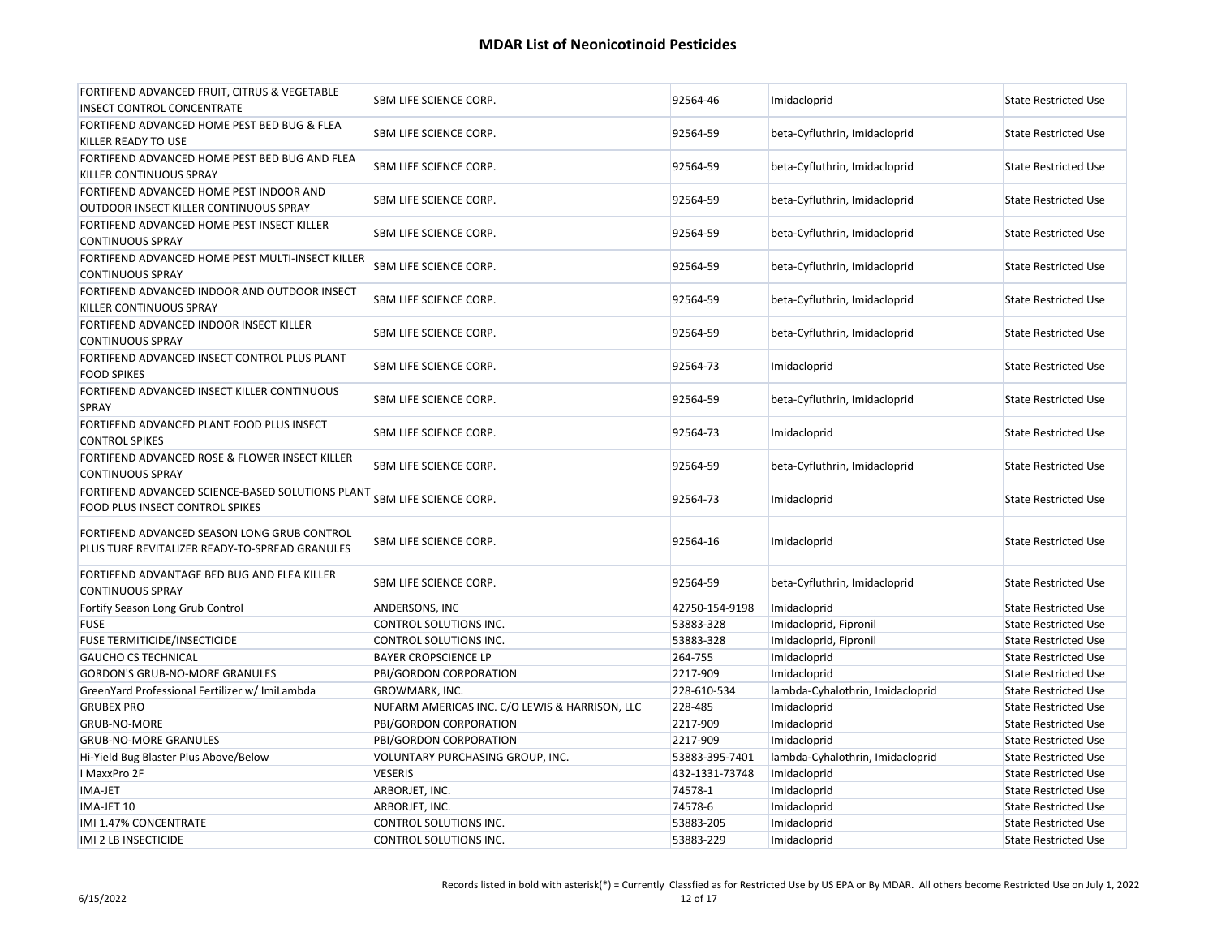## MDAR List of Neonicotinoid Pesticides

| | | | | |
|---|---|---|---|---|
| FORTIFEND ADVANCED FRUIT, CITRUS & VEGETABLE INSECT CONTROL CONCENTRATE | SBM LIFE SCIENCE CORP. | 92564-46 | Imidacloprid | State Restricted Use |
| FORTIFEND ADVANCED HOME PEST BED BUG & FLEA KILLER READY TO USE | SBM LIFE SCIENCE CORP. | 92564-59 | beta-Cyfluthrin, Imidacloprid | State Restricted Use |
| FORTIFEND ADVANCED HOME PEST BED BUG AND FLEA KILLER CONTINUOUS SPRAY | SBM LIFE SCIENCE CORP. | 92564-59 | beta-Cyfluthrin, Imidacloprid | State Restricted Use |
| FORTIFEND ADVANCED HOME PEST INDOOR AND OUTDOOR INSECT KILLER CONTINUOUS SPRAY | SBM LIFE SCIENCE CORP. | 92564-59 | beta-Cyfluthrin, Imidacloprid | State Restricted Use |
| FORTIFEND ADVANCED HOME PEST INSECT KILLER CONTINUOUS SPRAY | SBM LIFE SCIENCE CORP. | 92564-59 | beta-Cyfluthrin, Imidacloprid | State Restricted Use |
| FORTIFEND ADVANCED HOME PEST MULTI-INSECT KILLER CONTINUOUS SPRAY | SBM LIFE SCIENCE CORP. | 92564-59 | beta-Cyfluthrin, Imidacloprid | State Restricted Use |
| FORTIFEND ADVANCED INDOOR AND OUTDOOR INSECT KILLER CONTINUOUS SPRAY | SBM LIFE SCIENCE CORP. | 92564-59 | beta-Cyfluthrin, Imidacloprid | State Restricted Use |
| FORTIFEND ADVANCED INDOOR INSECT KILLER CONTINUOUS SPRAY | SBM LIFE SCIENCE CORP. | 92564-59 | beta-Cyfluthrin, Imidacloprid | State Restricted Use |
| FORTIFEND ADVANCED INSECT CONTROL PLUS PLANT FOOD SPIKES | SBM LIFE SCIENCE CORP. | 92564-73 | Imidacloprid | State Restricted Use |
| FORTIFEND ADVANCED INSECT KILLER CONTINUOUS SPRAY | SBM LIFE SCIENCE CORP. | 92564-59 | beta-Cyfluthrin, Imidacloprid | State Restricted Use |
| FORTIFEND ADVANCED PLANT FOOD PLUS INSECT CONTROL SPIKES | SBM LIFE SCIENCE CORP. | 92564-73 | Imidacloprid | State Restricted Use |
| FORTIFEND ADVANCED ROSE & FLOWER INSECT KILLER CONTINUOUS SPRAY | SBM LIFE SCIENCE CORP. | 92564-59 | beta-Cyfluthrin, Imidacloprid | State Restricted Use |
| FORTIFEND ADVANCED SCIENCE-BASED SOLUTIONS PLANT FOOD PLUS INSECT CONTROL SPIKES | SBM LIFE SCIENCE CORP. | 92564-73 | Imidacloprid | State Restricted Use |
| FORTIFEND ADVANCED SEASON LONG GRUB CONTROL PLUS TURF REVITALIZER READY-TO-SPREAD GRANULES | SBM LIFE SCIENCE CORP. | 92564-16 | Imidacloprid | State Restricted Use |
| FORTIFEND ADVANTAGE BED BUG AND FLEA KILLER CONTINUOUS SPRAY | SBM LIFE SCIENCE CORP. | 92564-59 | beta-Cyfluthrin, Imidacloprid | State Restricted Use |
| Fortify Season Long Grub Control | ANDERSONS, INC | 42750-154-9198 | Imidacloprid | State Restricted Use |
| FUSE | CONTROL SOLUTIONS INC. | 53883-328 | Imidacloprid, Fipronil | State Restricted Use |
| FUSE TERMITICIDE/INSECTICIDE | CONTROL SOLUTIONS INC. | 53883-328 | Imidacloprid, Fipronil | State Restricted Use |
| GAUCHO CS TECHNICAL | BAYER CROPSCIENCE LP | 264-755 | Imidacloprid | State Restricted Use |
| GORDON'S GRUB-NO-MORE GRANULES | PBI/GORDON CORPORATION | 2217-909 | Imidacloprid | State Restricted Use |
| GreenYard Professional Fertilizer w/ ImiLambda | GROWMARK, INC. | 228-610-534 | lambda-Cyhalothrin, Imidacloprid | State Restricted Use |
| GRUBEX PRO | NUFARM AMERICAS INC. C/O LEWIS & HARRISON, LLC | 228-485 | Imidacloprid | State Restricted Use |
| GRUB-NO-MORE | PBI/GORDON CORPORATION | 2217-909 | Imidacloprid | State Restricted Use |
| GRUB-NO-MORE GRANULES | PBI/GORDON CORPORATION | 2217-909 | Imidacloprid | State Restricted Use |
| Hi-Yield Bug Blaster Plus Above/Below | VOLUNTARY PURCHASING GROUP, INC. | 53883-395-7401 | lambda-Cyhalothrin, Imidacloprid | State Restricted Use |
| I MaxxPro 2F | VESERIS | 432-1331-73748 | Imidacloprid | State Restricted Use |
| IMA-JET | ARBORJET, INC. | 74578-1 | Imidacloprid | State Restricted Use |
| IMA-JET 10 | ARBORJET, INC. | 74578-6 | Imidacloprid | State Restricted Use |
| IMI 1.47% CONCENTRATE | CONTROL SOLUTIONS INC. | 53883-205 | Imidacloprid | State Restricted Use |
| IMI 2 LB INSECTICIDE | CONTROL SOLUTIONS INC. | 53883-229 | Imidacloprid | State Restricted Use |

Records listed in bold with asterisk(*) = Currently Classfied as for Restricted Use by US EPA or By MDAR. All others become Restricted Use on July 1, 2022

6/15/2022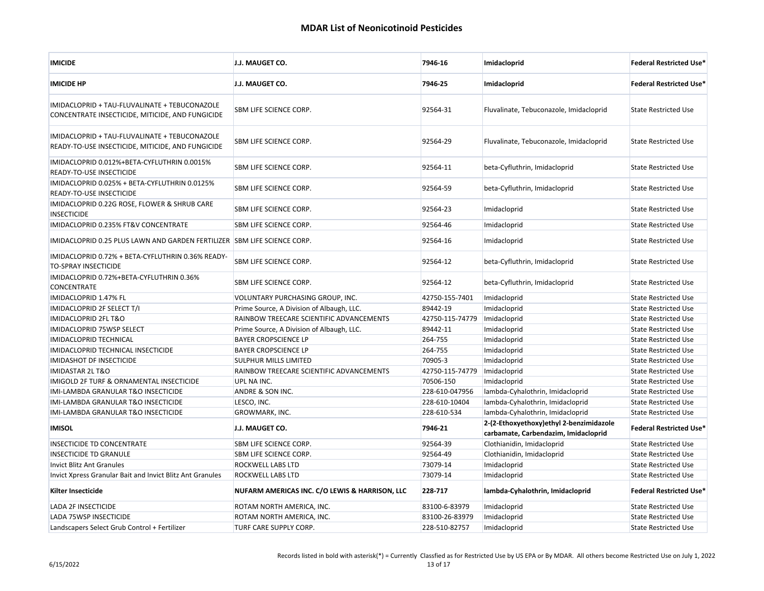# MDAR List of Neonicotinoid Pesticides

| | | | | |
|---|---|---|---|---|
| **IMICIDE** | **J.J. MAUGET CO.** | **7946-16** | **Imidacloprid** | **Federal Restricted Use*** |
| **IMICIDE HP** | **J.J. MAUGET CO.** | **7946-25** | **Imidacloprid** | **Federal Restricted Use*** |
| IMIDACLOPRID + TAU-FLUVALINATE + TEBUCONAZOLE CONCENTRATE INSECTICIDE, MITICIDE, AND FUNGICIDE | SBM LIFE SCIENCE CORP. | 92564-31 | Fluvalinate, Tebuconazole, Imidacloprid | State Restricted Use |
| IMIDACLOPRID + TAU-FLUVALINATE + TEBUCONAZOLE READY-TO-USE INSECTICIDE, MITICIDE, AND FUNGICIDE | SBM LIFE SCIENCE CORP. | 92564-29 | Fluvalinate, Tebuconazole, Imidacloprid | State Restricted Use |
| IMIDACLOPRID 0.012%+BETA-CYFLUTHRIN 0.0015% READY-TO-USE INSECTICIDE | SBM LIFE SCIENCE CORP. | 92564-11 | beta-Cyfluthrin, Imidacloprid | State Restricted Use |
| IMIDACLOPRID 0.025% + BETA-CYFLUTHRIN 0.0125% READY-TO-USE INSECTICIDE | SBM LIFE SCIENCE CORP. | 92564-59 | beta-Cyfluthrin, Imidacloprid | State Restricted Use |
| IMIDACLOPRID 0.22G ROSE, FLOWER & SHRUB CARE INSECTICIDE | SBM LIFE SCIENCE CORP. | 92564-23 | Imidacloprid | State Restricted Use |
| IMIDACLOPRID 0.235% FT&V CONCENTRATE | SBM LIFE SCIENCE CORP. | 92564-46 | Imidacloprid | State Restricted Use |
| IMIDACLOPRID 0.25 PLUS LAWN AND GARDEN FERTILIZER | SBM LIFE SCIENCE CORP. | 92564-16 | Imidacloprid | State Restricted Use |
| IMIDACLOPRID 0.72% + BETA-CYFLUTHRIN 0.36% READY-TO-SPRAY INSECTICIDE | SBM LIFE SCIENCE CORP. | 92564-12 | beta-Cyfluthrin, Imidacloprid | State Restricted Use |
| IMIDACLOPRID 0.72%+BETA-CYFLUTHRIN 0.36% CONCENTRATE | SBM LIFE SCIENCE CORP. | 92564-12 | beta-Cyfluthrin, Imidacloprid | State Restricted Use |
| IMIDACLOPRID 1.47% FL | VOLUNTARY PURCHASING GROUP, INC. | 42750-155-7401 | Imidacloprid | State Restricted Use |
| IMIDACLOPRID 2F SELECT T/I | Prime Source, A Division of Albaugh, LLC. | 89442-19 | Imidacloprid | State Restricted Use |
| IMIDACLOPRID 2FL T&O | RAINBOW TREECARE SCIENTIFIC ADVANCEMENTS | 42750-115-74779 | Imidacloprid | State Restricted Use |
| IMIDACLOPRID 75WSP SELECT | Prime Source, A Division of Albaugh, LLC. | 89442-11 | Imidacloprid | State Restricted Use |
| IMIDACLOPRID TECHNICAL | BAYER CROPSCIENCE LP | 264-755 | Imidacloprid | State Restricted Use |
| IMIDACLOPRID TECHNICAL INSECTICIDE | BAYER CROPSCIENCE LP | 264-755 | Imidacloprid | State Restricted Use |
| IMIDASHOT DF INSECTICIDE | SULPHUR MILLS LIMITED | 70905-3 | Imidacloprid | State Restricted Use |
| IMIDASTAR 2L T&O | RAINBOW TREECARE SCIENTIFIC ADVANCEMENTS | 42750-115-74779 | Imidacloprid | State Restricted Use |
| IMIGOLD 2F TURF & ORNAMENTAL INSECTICIDE | UPL NA INC. | 70506-150 | Imidacloprid | State Restricted Use |
| IMI-LAMBDA GRANULAR T&O INSECTICIDE | ANDRE & SON INC. | 228-610-047956 | lambda-Cyhalothrin, Imidacloprid | State Restricted Use |
| IMI-LAMBDA GRANULAR T&O INSECTICIDE | LESCO, INC. | 228-610-10404 | lambda-Cyhalothrin, Imidacloprid | State Restricted Use |
| IMI-LAMBDA GRANULAR T&O INSECTICIDE | GROWMARK, INC. | 228-610-534 | lambda-Cyhalothrin, Imidacloprid | State Restricted Use |
| **IMISOL** | **J.J. MAUGET CO.** | **7946-21** | **2-(2-Ethoxyethoxy)ethyl 2-benzimidazole carbamate, Carbendazim, Imidacloprid** | **Federal Restricted Use*** |
| INSECTICIDE TD CONCENTRATE | SBM LIFE SCIENCE CORP. | 92564-39 | Clothianidin, Imidacloprid | State Restricted Use |
| INSECTICIDE TD GRANULE | SBM LIFE SCIENCE CORP. | 92564-49 | Clothianidin, Imidacloprid | State Restricted Use |
| Invict Blitz Ant Granules | ROCKWELL LABS LTD | 73079-14 | Imidacloprid | State Restricted Use |
| Invict Xpress Granular Bait and Invict Blitz Ant Granules | ROCKWELL LABS LTD | 73079-14 | Imidacloprid | State Restricted Use |
| **Kilter Insecticide** | **NUFARM AMERICAS INC. C/O LEWIS & HARRISON, LLC** | **228-717** | **lambda-Cyhalothrin, Imidacloprid** | **Federal Restricted Use*** |
| LADA 2F INSECTICIDE | ROTAM NORTH AMERICA, INC. | 83100-6-83979 | Imidacloprid | State Restricted Use |
| LADA 75WSP INSECTICIDE | ROTAM NORTH AMERICA, INC. | 83100-26-83979 | Imidacloprid | State Restricted Use |
| Landscapers Select Grub Control + Fertilizer | TURF CARE SUPPLY CORP. | 228-510-82757 | Imidacloprid | State Restricted Use |

Records listed in bold with asterisk(*) = Currently Classfied as for Restricted Use by US EPA or By MDAR. All others become Restricted Use on July 1, 2022

6/15/2022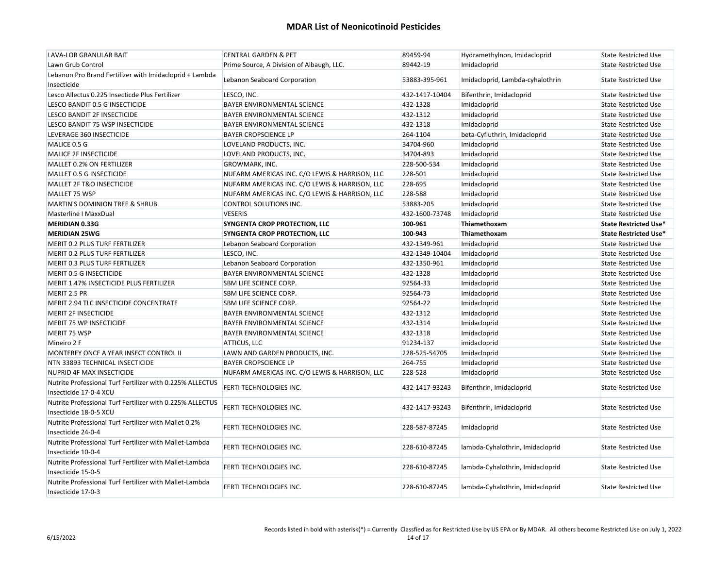# MDAR List of Neonicotinoid Pesticides

| | | | | |
|---|---|---|---|---|
| LAVA-LOR GRANULAR BAIT | CENTRAL GARDEN & PET | 89459-94 | Hydramethylnon, Imidacloprid | State Restricted Use |
| Lawn Grub Control | Prime Source, A Division of Albaugh, LLC. | 89442-19 | Imidacloprid | State Restricted Use |
| Lebanon Pro Brand Fertilizer with Imidacloprid + Lambda Insecticide | Lebanon Seaboard Corporation | 53883-395-961 | Imidacloprid, Lambda-cyhalothrin | State Restricted Use |
| Lesco Allectus 0.225 Insecticde Plus Fertilizer | LESCO, INC. | 432-1417-10404 | Bifenthrin, Imidacloprid | State Restricted Use |
| LESCO BANDIT 0.5 G INSECTICIDE | BAYER ENVIRONMENTAL SCIENCE | 432-1328 | Imidacloprid | State Restricted Use |
| LESCO BANDIT 2F INSECTICIDE | BAYER ENVIRONMENTAL SCIENCE | 432-1312 | Imidacloprid | State Restricted Use |
| LESCO BANDIT 75 WSP INSECTICIDE | BAYER ENVIRONMENTAL SCIENCE | 432-1318 | Imidacloprid | State Restricted Use |
| LEVERAGE 360 INSECTICIDE | BAYER CROPSCIENCE LP | 264-1104 | beta-Cyfluthrin, Imidacloprid | State Restricted Use |
| MALICE 0.5 G | LOVELAND PRODUCTS, INC. | 34704-960 | Imidacloprid | State Restricted Use |
| MALICE 2F INSECTICIDE | LOVELAND PRODUCTS, INC. | 34704-893 | Imidacloprid | State Restricted Use |
| MALLET 0.2% ON FERTILIZER | GROWMARK, INC. | 228-500-534 | Imidacloprid | State Restricted Use |
| MALLET 0.5 G INSECTICIDE | NUFARM AMERICAS INC. C/O LEWIS & HARRISON, LLC | 228-501 | Imidacloprid | State Restricted Use |
| MALLET 2F T&O INSECTICIDE | NUFARM AMERICAS INC. C/O LEWIS & HARRISON, LLC | 228-695 | Imidacloprid | State Restricted Use |
| MALLET 75 WSP | NUFARM AMERICAS INC. C/O LEWIS & HARRISON, LLC | 228-588 | Imidacloprid | State Restricted Use |
| MARTIN'S DOMINION TREE & SHRUB | CONTROL SOLUTIONS INC. | 53883-205 | Imidacloprid | State Restricted Use |
| Masterline I MaxxDual | VESERIS | 432-1600-73748 | Imidacloprid | State Restricted Use |
| **MERIDIAN 0.33G** | **SYNGENTA CROP PROTECTION, LLC** | **100-961** | **Thiamethoxam** | **State Restricted Use*** |
| **MERIDIAN 25WG** | **SYNGENTA CROP PROTECTION, LLC** | **100-943** | **Thiamethoxam** | **State Restricted Use*** |
| MERIT 0.2 PLUS TURF FERTILIZER | Lebanon Seaboard Corporation | 432-1349-961 | Imidacloprid | State Restricted Use |
| MERIT 0.2 PLUS TURF FERTILIZER | LESCO, INC. | 432-1349-10404 | Imidacloprid | State Restricted Use |
| MERIT 0.3 PLUS TURF FERTILIZER | Lebanon Seaboard Corporation | 432-1350-961 | Imidacloprid | State Restricted Use |
| MERIT 0.5 G INSECTICIDE | BAYER ENVIRONMENTAL SCIENCE | 432-1328 | Imidacloprid | State Restricted Use |
| MERIT 1.47% INSECTICIDE PLUS FERTILIZER | SBM LIFE SCIENCE CORP. | 92564-33 | Imidacloprid | State Restricted Use |
| MERIT 2.5 PR | SBM LIFE SCIENCE CORP. | 92564-73 | Imidacloprid | State Restricted Use |
| MERIT 2.94 TLC INSECTICIDE CONCENTRATE | SBM LIFE SCIENCE CORP. | 92564-22 | Imidacloprid | State Restricted Use |
| MERIT 2F INSECTICIDE | BAYER ENVIRONMENTAL SCIENCE | 432-1312 | Imidacloprid | State Restricted Use |
| MERIT 75 WP INSECTICIDE | BAYER ENVIRONMENTAL SCIENCE | 432-1314 | Imidacloprid | State Restricted Use |
| MERIT 75 WSP | BAYER ENVIRONMENTAL SCIENCE | 432-1318 | Imidacloprid | State Restricted Use |
| Mineiro 2 F | ATTICUS, LLC | 91234-137 | imidacloprid | State Restricted Use |
| MONTEREY ONCE A YEAR INSECT CONTROL II | LAWN AND GARDEN PRODUCTS, INC. | 228-525-54705 | Imidacloprid | State Restricted Use |
| NTN 33893 TECHNICAL INSECTICIDE | BAYER CROPSCIENCE LP | 264-755 | Imidacloprid | State Restricted Use |
| NUPRID 4F MAX INSECTICIDE | NUFARM AMERICAS INC. C/O LEWIS & HARRISON, LLC | 228-528 | Imidacloprid | State Restricted Use |
| Nutrite Professional Turf Fertilizer with 0.225% ALLECTUS Insecticide 17-0-4 XCU | FERTI TECHNOLOGIES INC. | 432-1417-93243 | Bifenthrin, Imidacloprid | State Restricted Use |
| Nutrite Professional Turf Fertilizer with 0.225% ALLECTUS Insecticide 18-0-5 XCU | FERTI TECHNOLOGIES INC. | 432-1417-93243 | Bifenthrin, Imidacloprid | State Restricted Use |
| Nutrite Professional Turf Fertilizer with Mallet 0.2% Insecticide 24-0-4 | FERTI TECHNOLOGIES INC. | 228-587-87245 | Imidacloprid | State Restricted Use |
| Nutrite Professional Turf Fertilizer with Mallet-Lambda Insecticide 10-0-4 | FERTI TECHNOLOGIES INC. | 228-610-87245 | lambda-Cyhalothrin, Imidacloprid | State Restricted Use |
| Nutrite Professional Turf Fertilizer with Mallet-Lambda Insecticide 15-0-5 | FERTI TECHNOLOGIES INC. | 228-610-87245 | lambda-Cyhalothrin, Imidacloprid | State Restricted Use |
| Nutrite Professional Turf Fertilizer with Mallet-Lambda Insecticide 17-0-3 | FERTI TECHNOLOGIES INC. | 228-610-87245 | lambda-Cyhalothrin, Imidacloprid | State Restricted Use |

Records listed in bold with asterisk(*) = Currently Classfied as for Restricted Use by US EPA or By MDAR. All others become Restricted Use on July 1, 2022

6/15/2022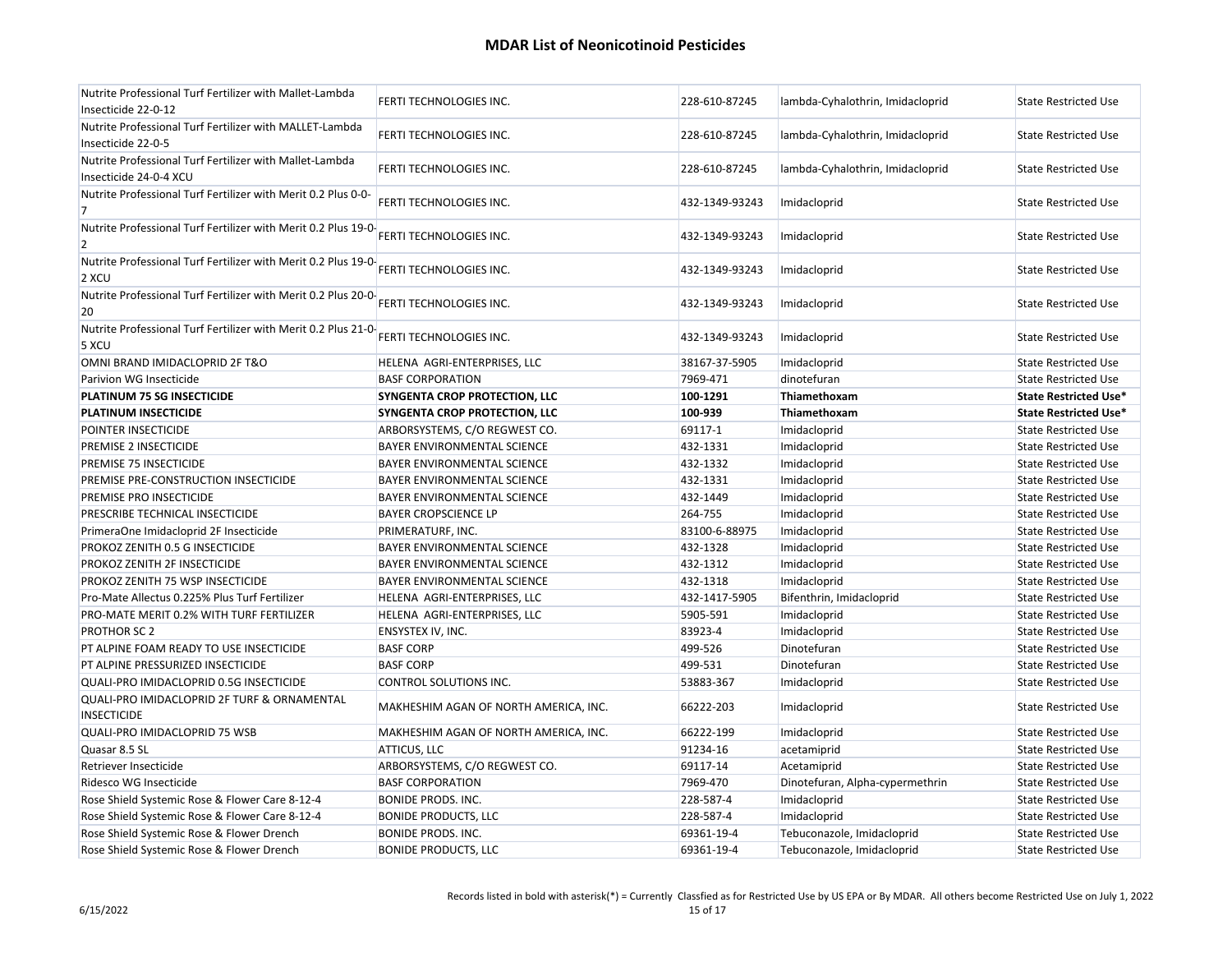## MDAR List of Neonicotinoid Pesticides

| | | | | |
|---|---|---|---|---|
| Nutrite Professional Turf Fertilizer with Mallet-Lambda Insecticide 22-0-12 | FERTI TECHNOLOGIES INC. | 228-610-87245 | lambda-Cyhalothrin, Imidacloprid | State Restricted Use |
| Nutrite Professional Turf Fertilizer with MALLET-Lambda Insecticide 22-0-5 | FERTI TECHNOLOGIES INC. | 228-610-87245 | lambda-Cyhalothrin, Imidacloprid | State Restricted Use |
| Nutrite Professional Turf Fertilizer with Mallet-Lambda Insecticide 24-0-4 XCU | FERTI TECHNOLOGIES INC. | 228-610-87245 | lambda-Cyhalothrin, Imidacloprid | State Restricted Use |
| Nutrite Professional Turf Fertilizer with Merit 0.2 Plus 0-0-7 | FERTI TECHNOLOGIES INC. | 432-1349-93243 | Imidacloprid | State Restricted Use |
| Nutrite Professional Turf Fertilizer with Merit 0.2 Plus 19-0-2 | FERTI TECHNOLOGIES INC. | 432-1349-93243 | Imidacloprid | State Restricted Use |
| Nutrite Professional Turf Fertilizer with Merit 0.2 Plus 19-0-2 XCU | FERTI TECHNOLOGIES INC. | 432-1349-93243 | Imidacloprid | State Restricted Use |
| Nutrite Professional Turf Fertilizer with Merit 0.2 Plus 20-0-20 | FERTI TECHNOLOGIES INC. | 432-1349-93243 | Imidacloprid | State Restricted Use |
| Nutrite Professional Turf Fertilizer with Merit 0.2 Plus 21-0-5 XCU | FERTI TECHNOLOGIES INC. | 432-1349-93243 | Imidacloprid | State Restricted Use |
| OMNI BRAND IMIDACLOPRID 2F T&O | HELENA AGRI-ENTERPRISES, LLC | 38167-37-5905 | Imidacloprid | State Restricted Use |
| Parivion WG Insecticide | BASF CORPORATION | 7969-471 | dinotefuran | State Restricted Use |
| **PLATINUM 75 SG INSECTICIDE** | **SYNGENTA CROP PROTECTION, LLC** | **100-1291** | **Thiamethoxam** | **State Restricted Use*** |
| **PLATINUM INSECTICIDE** | **SYNGENTA CROP PROTECTION, LLC** | **100-939** | **Thiamethoxam** | **State Restricted Use*** |
| POINTER INSECTICIDE | ARBORSYSTEMS, C/O REGWEST CO. | 69117-1 | Imidacloprid | State Restricted Use |
| PREMISE 2 INSECTICIDE | BAYER ENVIRONMENTAL SCIENCE | 432-1331 | Imidacloprid | State Restricted Use |
| PREMISE 75 INSECTICIDE | BAYER ENVIRONMENTAL SCIENCE | 432-1332 | Imidacloprid | State Restricted Use |
| PREMISE PRE-CONSTRUCTION INSECTICIDE | BAYER ENVIRONMENTAL SCIENCE | 432-1331 | Imidacloprid | State Restricted Use |
| PREMISE PRO INSECTICIDE | BAYER ENVIRONMENTAL SCIENCE | 432-1449 | Imidacloprid | State Restricted Use |
| PRESCRIBE TECHNICAL INSECTICIDE | BAYER CROPSCIENCE LP | 264-755 | Imidacloprid | State Restricted Use |
| PrimeraOne Imidacloprid 2F Insecticide | PRIMERATURF, INC. | 83100-6-88975 | Imidacloprid | State Restricted Use |
| PROKOZ ZENITH 0.5 G INSECTICIDE | BAYER ENVIRONMENTAL SCIENCE | 432-1328 | Imidacloprid | State Restricted Use |
| PROKOZ ZENITH 2F INSECTICIDE | BAYER ENVIRONMENTAL SCIENCE | 432-1312 | Imidacloprid | State Restricted Use |
| PROKOZ ZENITH 75 WSP INSECTICIDE | BAYER ENVIRONMENTAL SCIENCE | 432-1318 | Imidacloprid | State Restricted Use |
| Pro-Mate Allectus 0.225% Plus Turf Fertilizer | HELENA AGRI-ENTERPRISES, LLC | 432-1417-5905 | Bifenthrin, Imidacloprid | State Restricted Use |
| PRO-MATE MERIT 0.2% WITH TURF FERTILIZER | HELENA AGRI-ENTERPRISES, LLC | 5905-591 | Imidacloprid | State Restricted Use |
| PROTHOR SC 2 | ENSYSTEX IV, INC. | 83923-4 | Imidacloprid | State Restricted Use |
| PT ALPINE FOAM READY TO USE INSECTICIDE | BASF CORP | 499-526 | Dinotefuran | State Restricted Use |
| PT ALPINE PRESSURIZED INSECTICIDE | BASF CORP | 499-531 | Dinotefuran | State Restricted Use |
| QUALI-PRO IMIDACLOPRID 0.5G INSECTICIDE | CONTROL SOLUTIONS INC. | 53883-367 | Imidacloprid | State Restricted Use |
| QUALI-PRO IMIDACLOPRID 2F TURF & ORNAMENTAL INSECTICIDE | MAKHESHIM AGAN OF NORTH AMERICA, INC. | 66222-203 | Imidacloprid | State Restricted Use |
| QUALI-PRO IMIDACLOPRID 75 WSB | MAKHESHIM AGAN OF NORTH AMERICA, INC. | 66222-199 | Imidacloprid | State Restricted Use |
| Quasar 8.5 SL | ATTICUS, LLC | 91234-16 | acetamiprid | State Restricted Use |
| Retriever Insecticide | ARBORSYSTEMS, C/O REGWEST CO. | 69117-14 | Acetamiprid | State Restricted Use |
| Ridesco WG Insecticide | BASF CORPORATION | 7969-470 | Dinotefuran, Alpha-cypermethrin | State Restricted Use |
| Rose Shield Systemic Rose & Flower Care 8-12-4 | BONIDE PRODS. INC. | 228-587-4 | Imidacloprid | State Restricted Use |
| Rose Shield Systemic Rose & Flower Care 8-12-4 | BONIDE PRODUCTS, LLC | 228-587-4 | Imidacloprid | State Restricted Use |
| Rose Shield Systemic Rose & Flower Drench | BONIDE PRODS. INC. | 69361-19-4 | Tebuconazole, Imidacloprid | State Restricted Use |
| Rose Shield Systemic Rose & Flower Drench | BONIDE PRODUCTS, LLC | 69361-19-4 | Tebuconazole, Imidacloprid | State Restricted Use |

Records listed in bold with asterisk(*) = Currently Classfied as for Restricted Use by US EPA or By MDAR. All others become Restricted Use on July 1, 2022

6/15/2022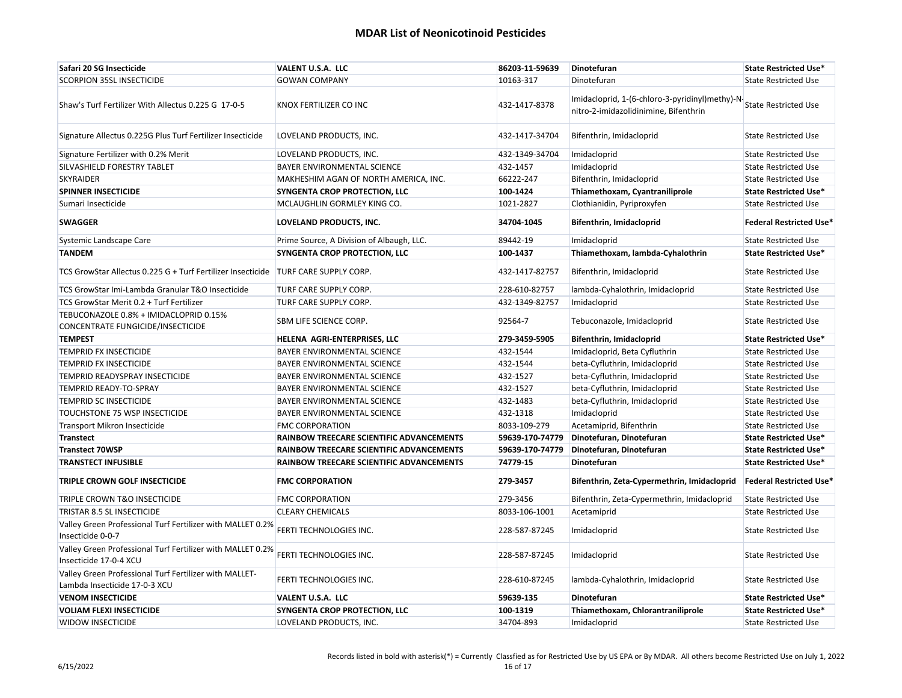## MDAR List of Neonicotinoid Pesticides

| | | | | |
|---|---|---|---|---|
| **Safari 20 SG Insecticide** | **VALENT U.S.A. LLC** | **86203-11-59639** | **Dinotefuran** | **State Restricted Use*** |
| SCORPION 35SL INSECTICIDE | GOWAN COMPANY | 10163-317 | Dinotefuran | State Restricted Use |
| Shaw's Turf Fertilizer With Allectus 0.225 G 17-0-5 | KNOX FERTILIZER CO INC | 432-1417-8378 | Imidacloprid, 1-(6-chloro-3-pyridinyl)methy)-N-nitro-2-imidazolidinimine, Bifenthrin | State Restricted Use |
| Signature Allectus 0.225G Plus Turf Fertilizer Insecticide | LOVELAND PRODUCTS, INC. | 432-1417-34704 | Bifenthrin, Imidacloprid | State Restricted Use |
| Signature Fertilizer with 0.2% Merit | LOVELAND PRODUCTS, INC. | 432-1349-34704 | Imidacloprid | State Restricted Use |
| SILVASHIELD FORESTRY TABLET | BAYER ENVIRONMENTAL SCIENCE | 432-1457 | Imidacloprid | State Restricted Use |
| SKYRAIDER | MAKHESHIM AGAN OF NORTH AMERICA, INC. | 66222-247 | Bifenthrin, Imidacloprid | State Restricted Use |
| **SPINNER INSECTICIDE** | **SYNGENTA CROP PROTECTION, LLC** | **100-1424** | **Thiamethoxam, Cyantraniliprole** | **State Restricted Use*** |
| Sumari Insecticide | MCLAUGHLIN GORMLEY KING CO. | 1021-2827 | Clothianidin, Pyriproxyfen | State Restricted Use |
| **SWAGGER** | **LOVELAND PRODUCTS, INC.** | **34704-1045** | **Bifenthrin, Imidacloprid** | **Federal Restricted Use*** |
| Systemic Landscape Care | Prime Source, A Division of Albaugh, LLC. | 89442-19 | Imidacloprid | State Restricted Use |
| **TANDEM** | **SYNGENTA CROP PROTECTION, LLC** | **100-1437** | **Thiamethoxam, lambda-Cyhalothrin** | **State Restricted Use*** |
| TCS GrowStar Allectus 0.225 G + Turf Fertilizer Insecticide | TURF CARE SUPPLY CORP. | 432-1417-82757 | Bifenthrin, Imidacloprid | State Restricted Use |
| TCS GrowStar Imi-Lambda Granular T&O Insecticide | TURF CARE SUPPLY CORP. | 228-610-82757 | lambda-Cyhalothrin, Imidacloprid | State Restricted Use |
| TCS GrowStar Merit 0.2 + Turf Fertilizer | TURF CARE SUPPLY CORP. | 432-1349-82757 | Imidacloprid | State Restricted Use |
| TEBUCONAZOLE 0.8% + IMIDACLOPRID 0.15% CONCENTRATE FUNGICIDE/INSECTICIDE | SBM LIFE SCIENCE CORP. | 92564-7 | Tebuconazole, Imidacloprid | State Restricted Use |
| **TEMPEST** | **HELENA AGRI-ENTERPRISES, LLC** | **279-3459-5905** | **Bifenthrin, Imidacloprid** | **State Restricted Use*** |
| TEMPRID FX INSECTICIDE | BAYER ENVIRONMENTAL SCIENCE | 432-1544 | Imidacloprid, Beta Cyfluthrin | State Restricted Use |
| TEMPRID FX INSECTICIDE | BAYER ENVIRONMENTAL SCIENCE | 432-1544 | beta-Cyfluthrin, Imidacloprid | State Restricted Use |
| TEMPRID READYSPRAY INSECTICIDE | BAYER ENVIRONMENTAL SCIENCE | 432-1527 | beta-Cyfluthrin, Imidacloprid | State Restricted Use |
| TEMPRID READY-TO-SPRAY | BAYER ENVIRONMENTAL SCIENCE | 432-1527 | beta-Cyfluthrin, Imidacloprid | State Restricted Use |
| TEMPRID SC INSECTICIDE | BAYER ENVIRONMENTAL SCIENCE | 432-1483 | beta-Cyfluthrin, Imidacloprid | State Restricted Use |
| TOUCHSTONE 75 WSP INSECTICIDE | BAYER ENVIRONMENTAL SCIENCE | 432-1318 | Imidacloprid | State Restricted Use |
| Transport Mikron Insecticide | FMC CORPORATION | 8033-109-279 | Acetamiprid, Bifenthrin | State Restricted Use |
| **Transtect** | **RAINBOW TREECARE SCIENTIFIC ADVANCEMENTS** | **59639-170-74779** | **Dinotefuran, Dinotefuran** | **State Restricted Use*** |
| **Transtect 70WSP** | **RAINBOW TREECARE SCIENTIFIC ADVANCEMENTS** | **59639-170-74779** | **Dinotefuran, Dinotefuran** | **State Restricted Use*** |
| **TRANSTECT INFUSIBLE** | **RAINBOW TREECARE SCIENTIFIC ADVANCEMENTS** | **74779-15** | **Dinotefuran** | **State Restricted Use*** |
| **TRIPLE CROWN GOLF INSECTICIDE** | **FMC CORPORATION** | **279-3457** | **Bifenthrin, Zeta-Cypermethrin, Imidacloprid** | **Federal Restricted Use*** |
| TRIPLE CROWN T&O INSECTICIDE | FMC CORPORATION | 279-3456 | Bifenthrin, Zeta-Cypermethrin, Imidacloprid | State Restricted Use |
| TRISTAR 8.5 SL INSECTICIDE | CLEARY CHEMICALS | 8033-106-1001 | Acetamiprid | State Restricted Use |
| Valley Green Professional Turf Fertilizer with MALLET 0.2% Insecticide 0-0-7 | FERTI TECHNOLOGIES INC. | 228-587-87245 | Imidacloprid | State Restricted Use |
| Valley Green Professional Turf Fertilizer with MALLET 0.2% Insecticide 17-0-4 XCU | FERTI TECHNOLOGIES INC. | 228-587-87245 | Imidacloprid | State Restricted Use |
| Valley Green Professional Turf Fertilizer with MALLET-Lambda Insecticide 17-0-3 XCU | FERTI TECHNOLOGIES INC. | 228-610-87245 | lambda-Cyhalothrin, Imidacloprid | State Restricted Use |
| **VENOM INSECTICIDE** | **VALENT U.S.A. LLC** | **59639-135** | **Dinotefuran** | **State Restricted Use*** |
| **VOLIAM FLEXI INSECTICIDE** | **SYNGENTA CROP PROTECTION, LLC** | **100-1319** | **Thiamethoxam, Chlorantraniliprole** | **State Restricted Use*** |
| WIDOW INSECTICIDE | LOVELAND PRODUCTS, INC. | 34704-893 | Imidacloprid | State Restricted Use |

Records listed in bold with asterisk(*) = Currently Classfied as for Restricted Use by US EPA or By MDAR. All others become Restricted Use on July 1, 2022

6/15/2022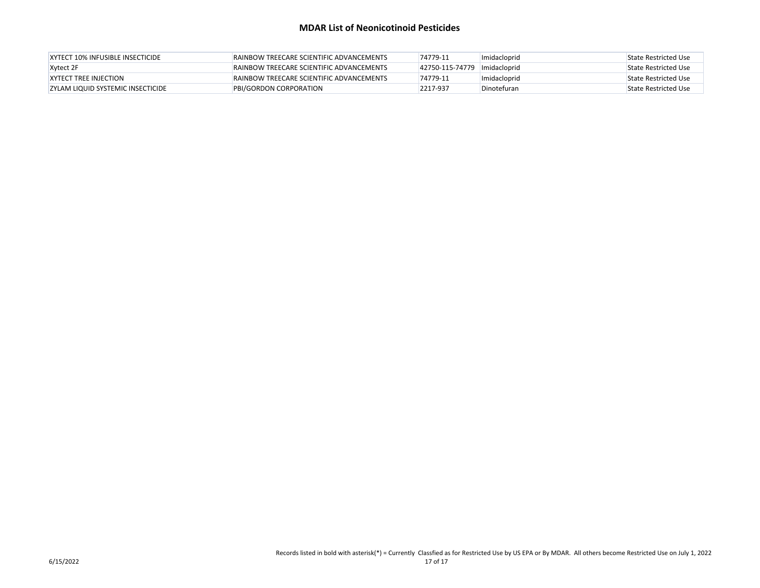# MDAR List of Neonicotinoid Pesticides

| | | | | |
|---|---|---|---|---|
| XYTECT 10% INFUSIBLE INSECTICIDE | RAINBOW TREECARE SCIENTIFIC ADVANCEMENTS | 74779-11 | Imidacloprid | State Restricted Use |
| Xytect 2F | RAINBOW TREECARE SCIENTIFIC ADVANCEMENTS | 42750-115-74779 | Imidacloprid | State Restricted Use |
| XYTECT TREE INJECTION | RAINBOW TREECARE SCIENTIFIC ADVANCEMENTS | 74779-11 | Imidacloprid | State Restricted Use |
| ZYLAM LIQUID SYSTEMIC INSECTICIDE | PBI/GORDON CORPORATION | 2217-937 | Dinotefuran | State Restricted Use |

Records listed in bold with asterisk(*) = Currently Classfied as for Restricted Use by US EPA or By MDAR. All others become Restricted Use on July 1, 2022

6/15/2022